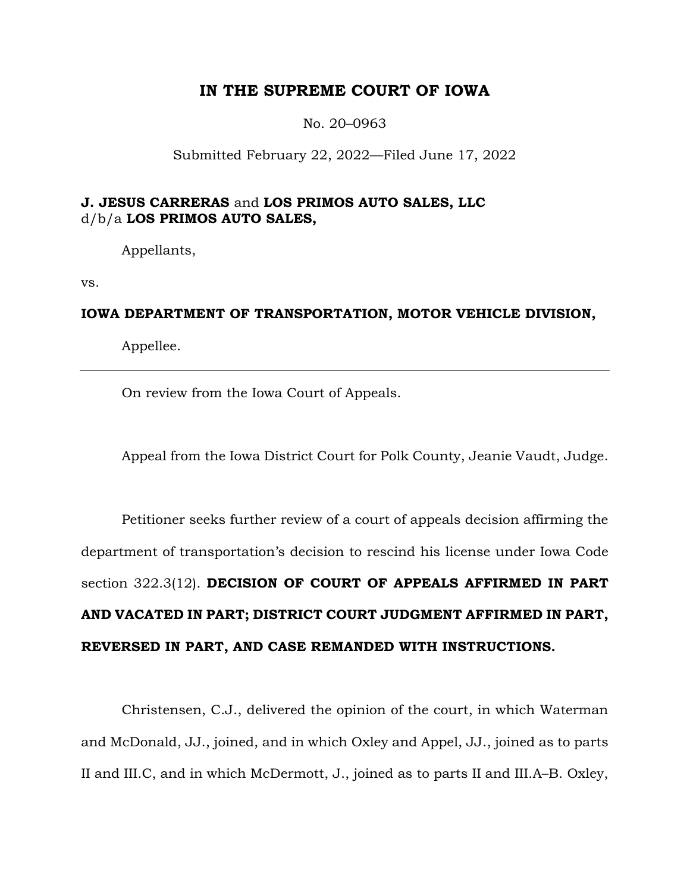# IN THE SUPREME COURT OF IOWA

No. 20–0963

Submitted February 22, 2022—Filed June 17, 2022

**J. JESUS CARRERAS** and **LOS PRIMOS AUTO SALES, LLC** d/b/a **LOS PRIMOS AUTO SALES,**

Appellants,

vs.

**IOWA DEPARTMENT OF TRANSPORTATION, MOTOR VEHICLE DIVISION,**

Appellee.

---

On review from the Iowa Court of Appeals.

Appeal from the Iowa District Court for Polk County, Jeanie Vaudt, Judge.

Petitioner seeks further review of a court of appeals decision affirming the department of transportation's decision to rescind his license under Iowa Code section 322.3(12). **DECISION OF COURT OF APPEALS AFFIRMED IN PART AND VACATED IN PART; DISTRICT COURT JUDGMENT AFFIRMED IN PART, REVERSED IN PART, AND CASE REMANDED WITH INSTRUCTIONS.**

Christensen, C.J., delivered the opinion of the court, in which Waterman and McDonald, JJ., joined, and in which Oxley and Appel, JJ., joined as to parts II and III.C, and in which McDermott, J., joined as to parts II and III.A–B. Oxley,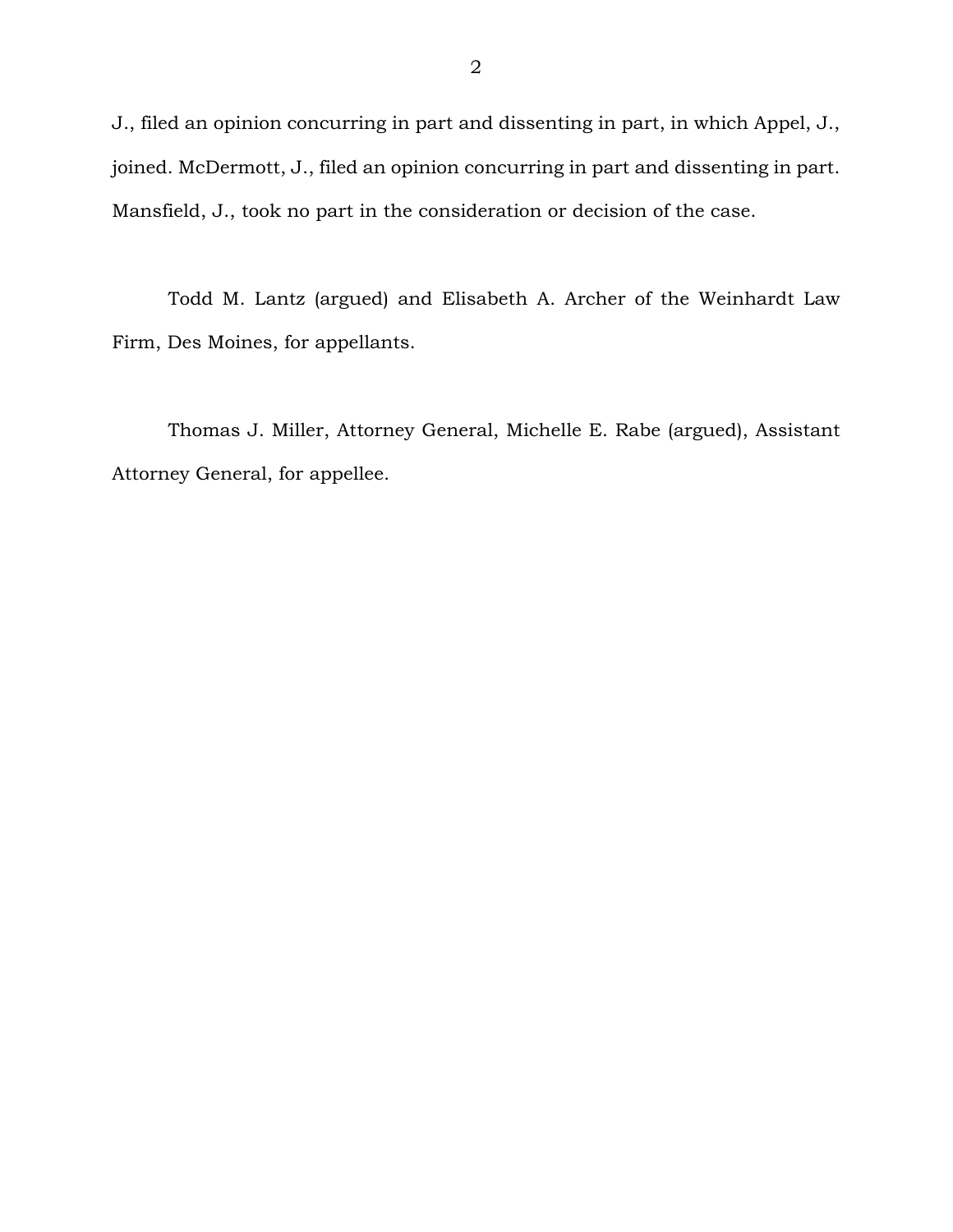J., filed an opinion concurring in part and dissenting in part, in which Appel, J., joined. McDermott, J., filed an opinion concurring in part and dissenting in part. Mansfield, J., took no part in the consideration or decision of the case.

Todd M. Lantz (argued) and Elisabeth A. Archer of the Weinhardt Law Firm, Des Moines, for appellants.

Thomas J. Miller, Attorney General, Michelle E. Rabe (argued), Assistant Attorney General, for appellee.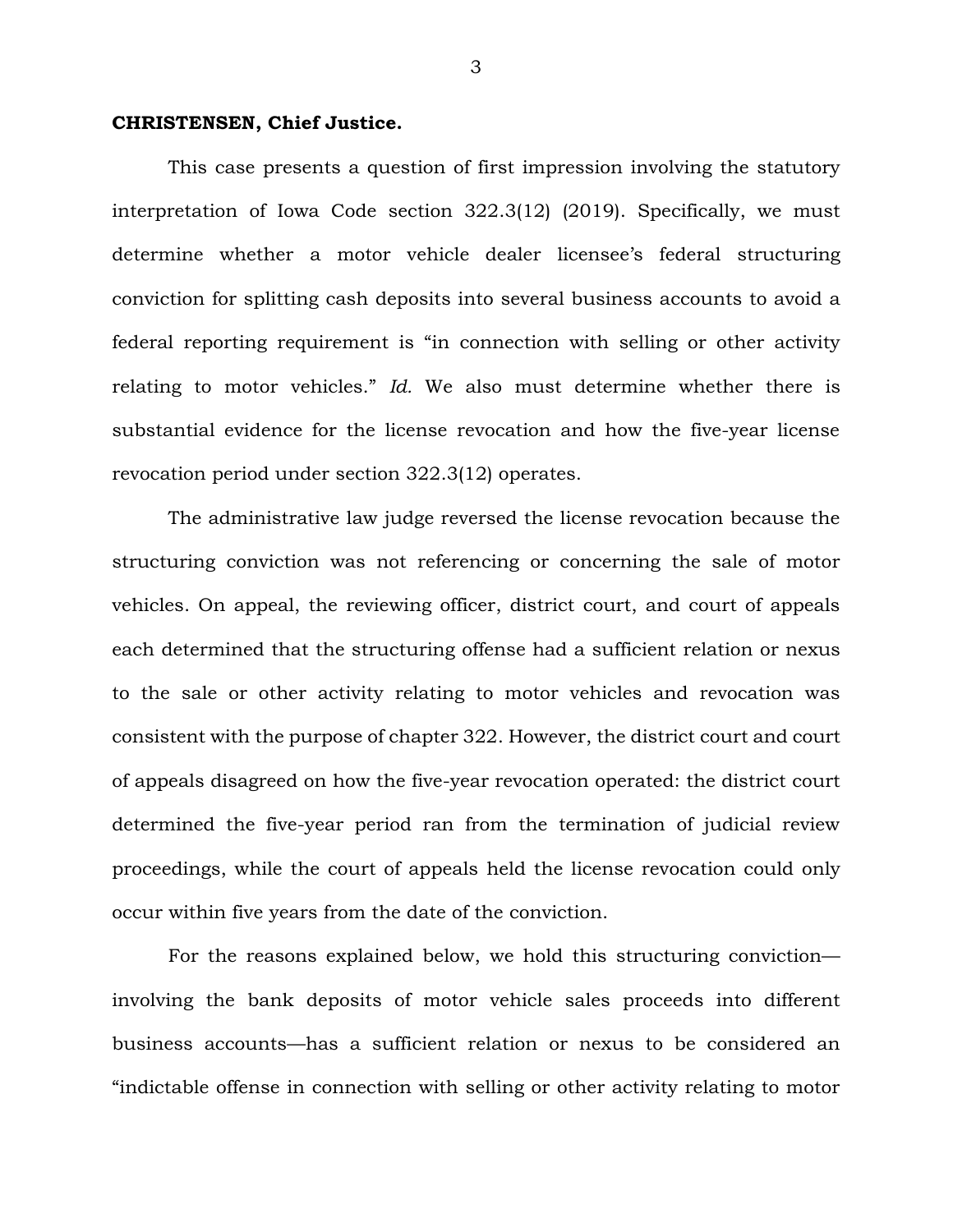**CHRISTENSEN, Chief Justice.**

This case presents a question of first impression involving the statutory interpretation of Iowa Code section 322.3(12) (2019). Specifically, we must determine whether a motor vehicle dealer licensee's federal structuring conviction for splitting cash deposits into several business accounts to avoid a federal reporting requirement is "in connection with selling or other activity relating to motor vehicles." *Id.* We also must determine whether there is substantial evidence for the license revocation and how the five-year license revocation period under section 322.3(12) operates.

The administrative law judge reversed the license revocation because the structuring conviction was not referencing or concerning the sale of motor vehicles. On appeal, the reviewing officer, district court, and court of appeals each determined that the structuring offense had a sufficient relation or nexus to the sale or other activity relating to motor vehicles and revocation was consistent with the purpose of chapter 322. However, the district court and court of appeals disagreed on how the five-year revocation operated: the district court determined the five-year period ran from the termination of judicial review proceedings, while the court of appeals held the license revocation could only occur within five years from the date of the conviction.

For the reasons explained below, we hold this structuring conviction—involving the bank deposits of motor vehicle sales proceeds into different business accounts—has a sufficient relation or nexus to be considered an "indictable offense in connection with selling or other activity relating to motor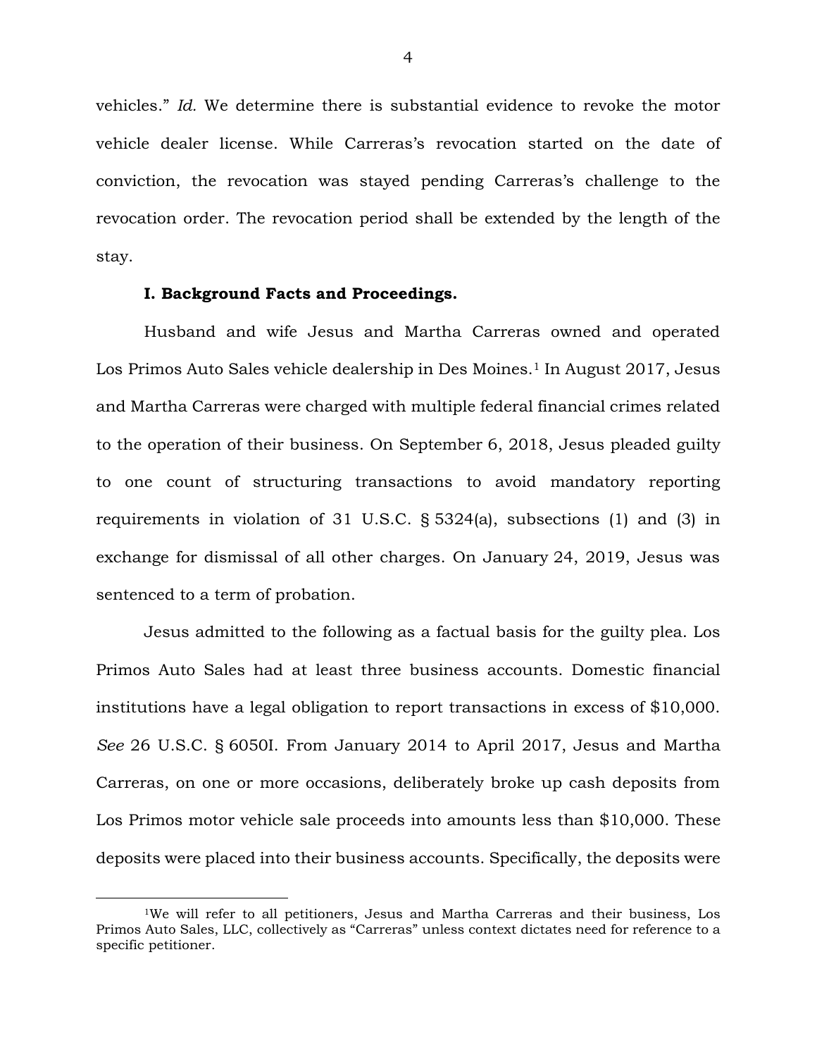vehicles." *Id.* We determine there is substantial evidence to revoke the motor vehicle dealer license. While Carreras's revocation started on the date of conviction, the revocation was stayed pending Carreras's challenge to the revocation order. The revocation period shall be extended by the length of the stay.

**I. Background Facts and Proceedings.**

Husband and wife Jesus and Martha Carreras owned and operated Los Primos Auto Sales vehicle dealership in Des Moines.[1] In August 2017, Jesus and Martha Carreras were charged with multiple federal financial crimes related to the operation of their business. On September 6, 2018, Jesus pleaded guilty to one count of structuring transactions to avoid mandatory reporting requirements in violation of 31 U.S.C. § 5324(a), subsections (1) and (3) in exchange for dismissal of all other charges. On January 24, 2019, Jesus was sentenced to a term of probation.

Jesus admitted to the following as a factual basis for the guilty plea. Los Primos Auto Sales had at least three business accounts. Domestic financial institutions have a legal obligation to report transactions in excess of $10,000. *See* 26 U.S.C. § 6050I. From January 2014 to April 2017, Jesus and Martha Carreras, on one or more occasions, deliberately broke up cash deposits from Los Primos motor vehicle sale proceeds into amounts less than $10,000. These deposits were placed into their business accounts. Specifically, the deposits were

[1] We will refer to all petitioners, Jesus and Martha Carreras and their business, Los Primos Auto Sales, LLC, collectively as "Carreras" unless context dictates need for reference to a specific petitioner.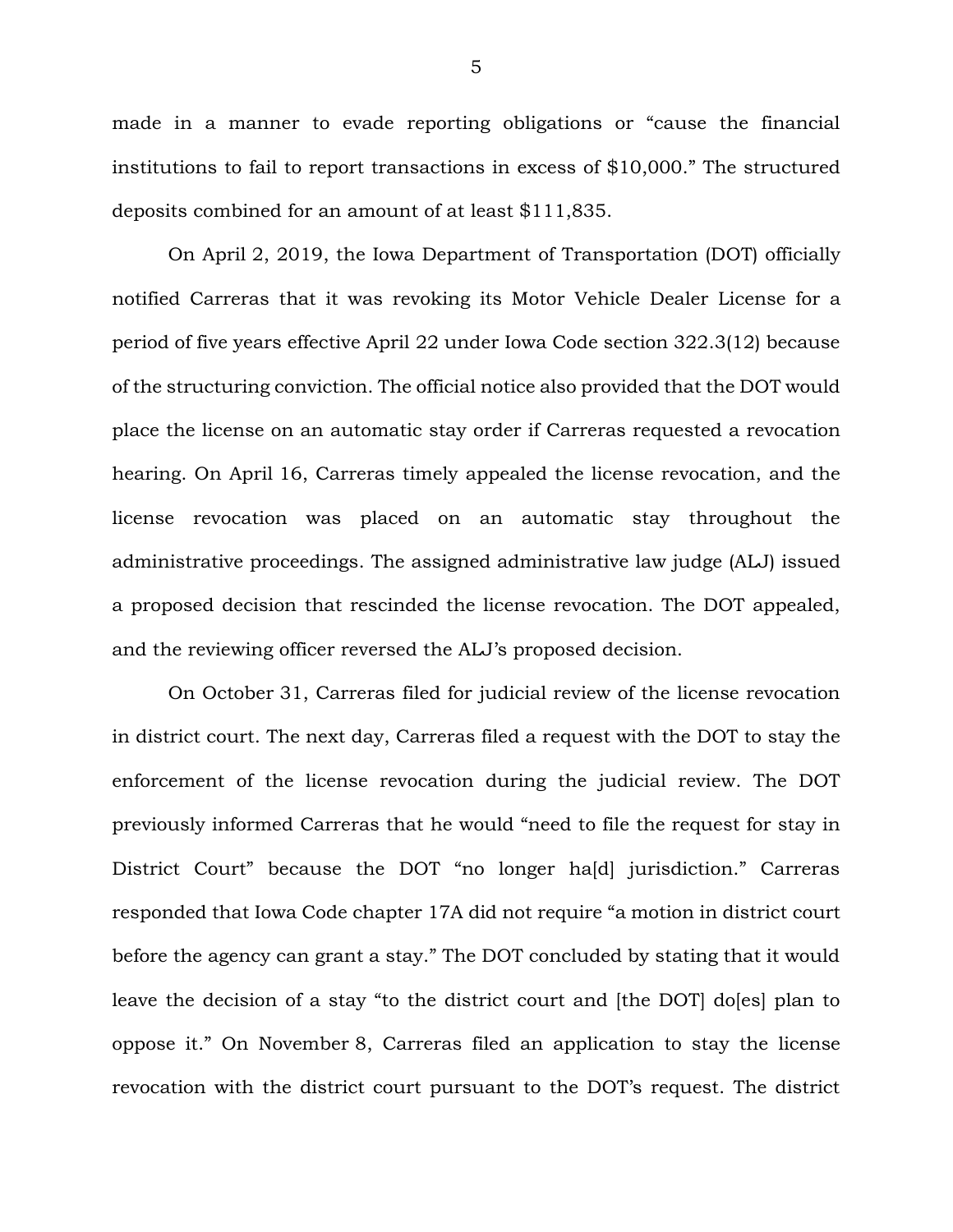made in a manner to evade reporting obligations or "cause the financial institutions to fail to report transactions in excess of $10,000." The structured deposits combined for an amount of at least $111,835.

On April 2, 2019, the Iowa Department of Transportation (DOT) officially notified Carreras that it was revoking its Motor Vehicle Dealer License for a period of five years effective April 22 under Iowa Code section 322.3(12) because of the structuring conviction. The official notice also provided that the DOT would place the license on an automatic stay order if Carreras requested a revocation hearing. On April 16, Carreras timely appealed the license revocation, and the license revocation was placed on an automatic stay throughout the administrative proceedings. The assigned administrative law judge (ALJ) issued a proposed decision that rescinded the license revocation. The DOT appealed, and the reviewing officer reversed the ALJ's proposed decision.

On October 31, Carreras filed for judicial review of the license revocation in district court. The next day, Carreras filed a request with the DOT to stay the enforcement of the license revocation during the judicial review. The DOT previously informed Carreras that he would "need to file the request for stay in District Court" because the DOT "no longer ha[d] jurisdiction." Carreras responded that Iowa Code chapter 17A did not require "a motion in district court before the agency can grant a stay." The DOT concluded by stating that it would leave the decision of a stay "to the district court and [the DOT] do[es] plan to oppose it." On November 8, Carreras filed an application to stay the license revocation with the district court pursuant to the DOT's request. The district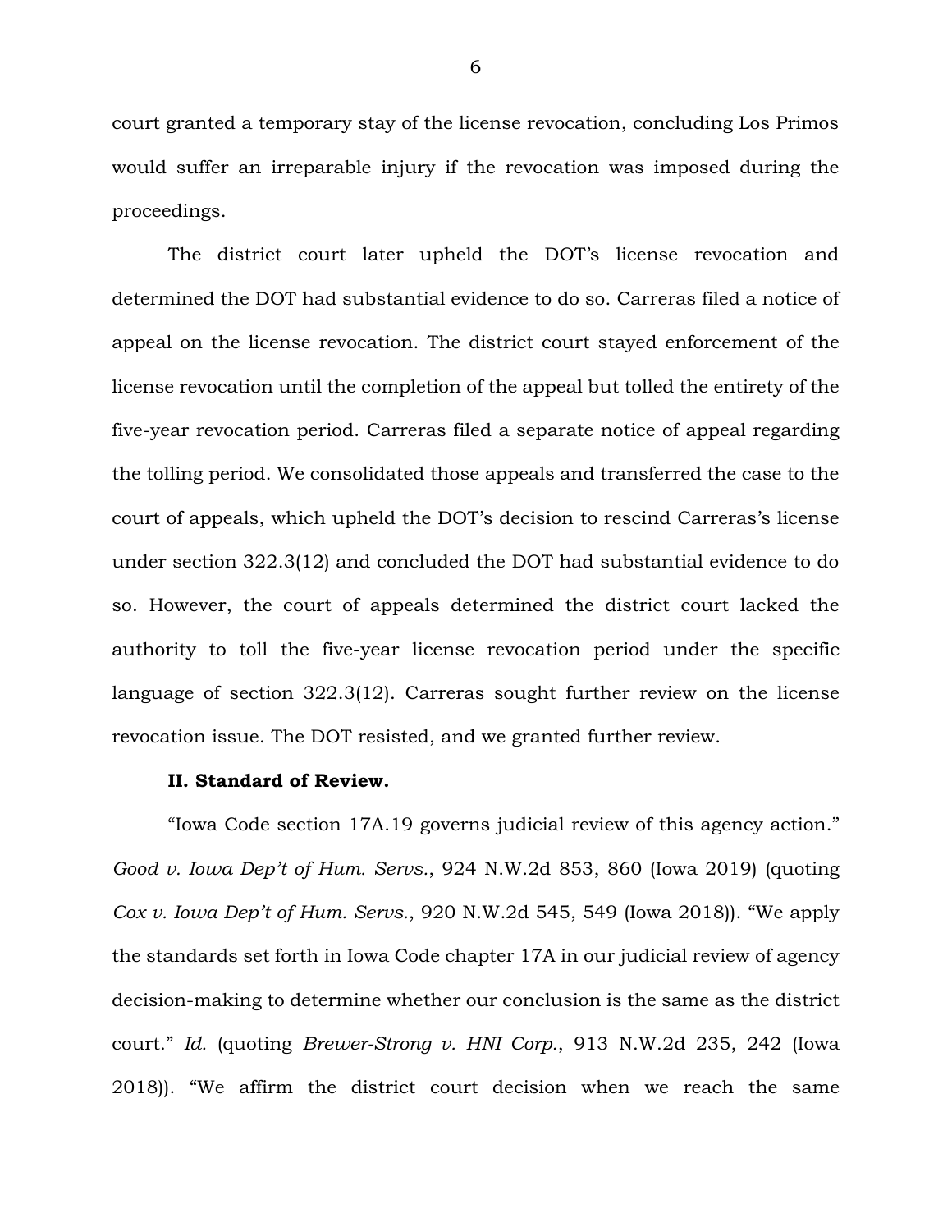court granted a temporary stay of the license revocation, concluding Los Primos would suffer an irreparable injury if the revocation was imposed during the proceedings.

The district court later upheld the DOT's license revocation and determined the DOT had substantial evidence to do so. Carreras filed a notice of appeal on the license revocation. The district court stayed enforcement of the license revocation until the completion of the appeal but tolled the entirety of the five-year revocation period. Carreras filed a separate notice of appeal regarding the tolling period. We consolidated those appeals and transferred the case to the court of appeals, which upheld the DOT's decision to rescind Carreras's license under section 322.3(12) and concluded the DOT had substantial evidence to do so. However, the court of appeals determined the district court lacked the authority to toll the five-year license revocation period under the specific language of section 322.3(12). Carreras sought further review on the license revocation issue. The DOT resisted, and we granted further review.

**II. Standard of Review.**

"Iowa Code section 17A.19 governs judicial review of this agency action." *Good v. Iowa Dep't of Hum. Servs.*, 924 N.W.2d 853, 860 (Iowa 2019) (quoting *Cox v. Iowa Dep't of Hum. Servs.*, 920 N.W.2d 545, 549 (Iowa 2018)). "We apply the standards set forth in Iowa Code chapter 17A in our judicial review of agency decision-making to determine whether our conclusion is the same as the district court." *Id.* (quoting *Brewer-Strong v. HNI Corp.*, 913 N.W.2d 235, 242 (Iowa 2018)). "We affirm the district court decision when we reach the same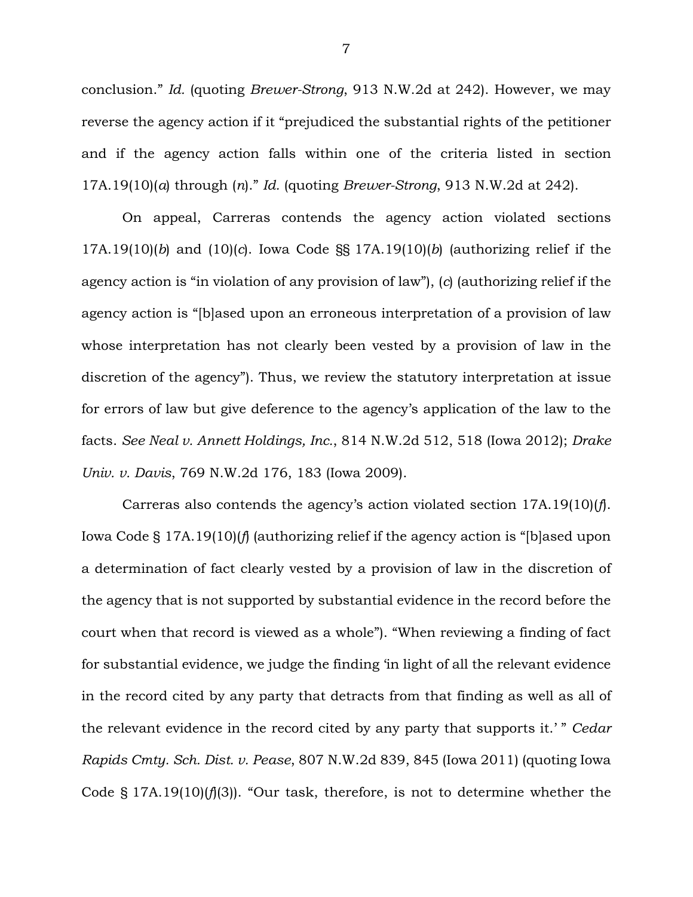conclusion." *Id.* (quoting *Brewer-Strong*, 913 N.W.2d at 242). However, we may reverse the agency action if it "prejudiced the substantial rights of the petitioner and if the agency action falls within one of the criteria listed in section 17A.19(10)(*a*) through (*n*)." *Id.* (quoting *Brewer-Strong*, 913 N.W.2d at 242).

On appeal, Carreras contends the agency action violated sections 17A.19(10)(*b*) and (10)(*c*). Iowa Code §§ 17A.19(10)(*b*) (authorizing relief if the agency action is "in violation of any provision of law"), (*c*) (authorizing relief if the agency action is "[b]ased upon an erroneous interpretation of a provision of law whose interpretation has not clearly been vested by a provision of law in the discretion of the agency"). Thus, we review the statutory interpretation at issue for errors of law but give deference to the agency's application of the law to the facts. *See Neal v. Annett Holdings, Inc.*, 814 N.W.2d 512, 518 (Iowa 2012); *Drake Univ. v. Davis*, 769 N.W.2d 176, 183 (Iowa 2009).

Carreras also contends the agency's action violated section 17A.19(10)(*f*). Iowa Code § 17A.19(10)(*f*) (authorizing relief if the agency action is "[b]ased upon a determination of fact clearly vested by a provision of law in the discretion of the agency that is not supported by substantial evidence in the record before the court when that record is viewed as a whole"). "When reviewing a finding of fact for substantial evidence, we judge the finding 'in light of all the relevant evidence in the record cited by any party that detracts from that finding as well as all of the relevant evidence in the record cited by any party that supports it.' " *Cedar Rapids Cmty. Sch. Dist. v. Pease*, 807 N.W.2d 839, 845 (Iowa 2011) (quoting Iowa Code § 17A.19(10)(*f*)(3)). "Our task, therefore, is not to determine whether the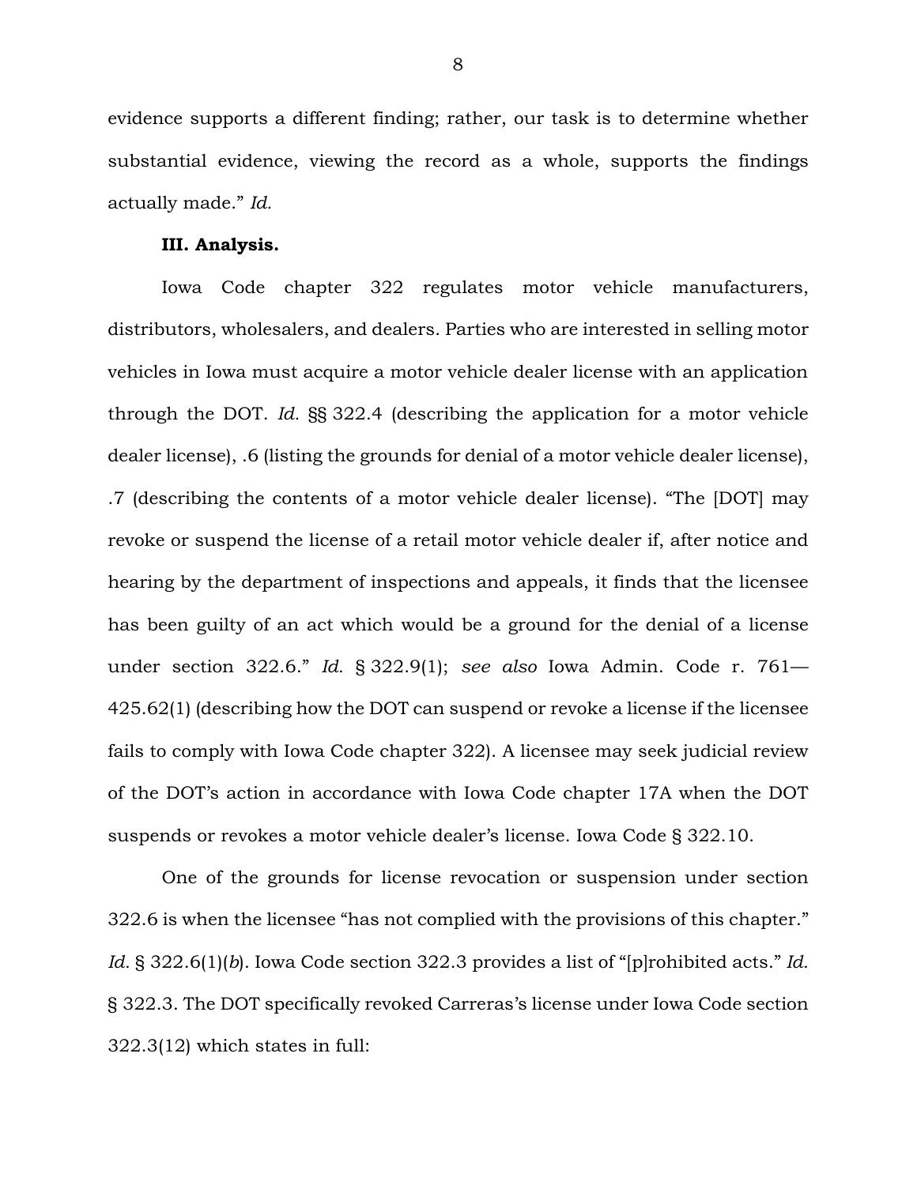evidence supports a different finding; rather, our task is to determine whether substantial evidence, viewing the record as a whole, supports the findings actually made." *Id.*

**III. Analysis.**

Iowa Code chapter 322 regulates motor vehicle manufacturers, distributors, wholesalers, and dealers. Parties who are interested in selling motor vehicles in Iowa must acquire a motor vehicle dealer license with an application through the DOT. *Id.* §§ 322.4 (describing the application for a motor vehicle dealer license), .6 (listing the grounds for denial of a motor vehicle dealer license), .7 (describing the contents of a motor vehicle dealer license). "The [DOT] may revoke or suspend the license of a retail motor vehicle dealer if, after notice and hearing by the department of inspections and appeals, it finds that the licensee has been guilty of an act which would be a ground for the denial of a license under section 322.6." *Id.* § 322.9(1); *see also* Iowa Admin. Code r. 761—425.62(1) (describing how the DOT can suspend or revoke a license if the licensee fails to comply with Iowa Code chapter 322). A licensee may seek judicial review of the DOT's action in accordance with Iowa Code chapter 17A when the DOT suspends or revokes a motor vehicle dealer's license. Iowa Code § 322.10.

One of the grounds for license revocation or suspension under section 322.6 is when the licensee "has not complied with the provisions of this chapter." *Id.* § 322.6(1)(*b*). Iowa Code section 322.3 provides a list of "[p]rohibited acts." *Id.* § 322.3. The DOT specifically revoked Carreras's license under Iowa Code section 322.3(12) which states in full: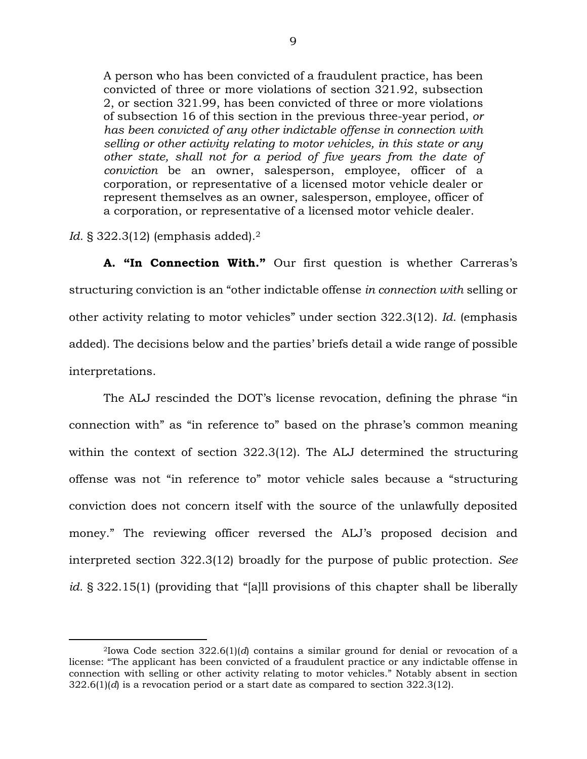> A person who has been convicted of a fraudulent practice, has been convicted of three or more violations of section 321.92, subsection 2, or section 321.99, has been convicted of three or more violations of subsection 16 of this section in the previous three-year period, *or has been convicted of any other indictable offense in connection with selling or other activity relating to motor vehicles, in this state or any other state, shall not for a period of five years from the date of conviction* be an owner, salesperson, employee, officer of a corporation, or representative of a licensed motor vehicle dealer or represent themselves as an owner, salesperson, employee, officer of a corporation, or representative of a licensed motor vehicle dealer.

*Id.* § 322.3(12) (emphasis added).[2]

**A. "In Connection With."** Our first question is whether Carreras's structuring conviction is an "other indictable offense *in connection with* selling or other activity relating to motor vehicles" under section 322.3(12). *Id.* (emphasis added). The decisions below and the parties' briefs detail a wide range of possible interpretations.

The ALJ rescinded the DOT's license revocation, defining the phrase "in connection with" as "in reference to" based on the phrase's common meaning within the context of section 322.3(12). The ALJ determined the structuring offense was not "in reference to" motor vehicle sales because a "structuring conviction does not concern itself with the source of the unlawfully deposited money." The reviewing officer reversed the ALJ's proposed decision and interpreted section 322.3(12) broadly for the purpose of public protection. *See id.* § 322.15(1) (providing that "[a]ll provisions of this chapter shall be liberally

---

[2] Iowa Code section 322.6(1)(*d*) contains a similar ground for denial or revocation of a license: "The applicant has been convicted of a fraudulent practice or any indictable offense in connection with selling or other activity relating to motor vehicles." Notably absent in section 322.6(1)(*d*) is a revocation period or a start date as compared to section 322.3(12).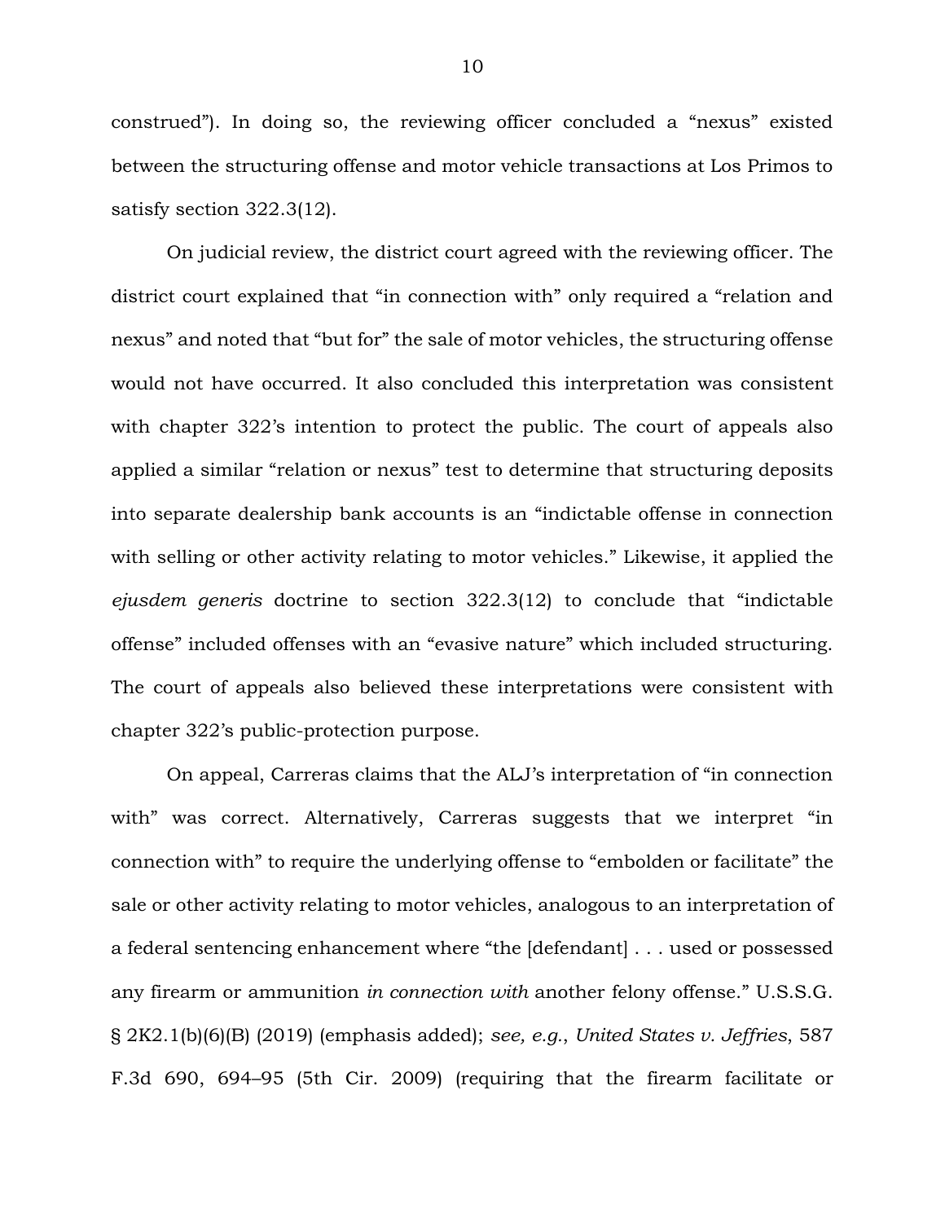construed"). In doing so, the reviewing officer concluded a "nexus" existed between the structuring offense and motor vehicle transactions at Los Primos to satisfy section 322.3(12).

On judicial review, the district court agreed with the reviewing officer. The district court explained that "in connection with" only required a "relation and nexus" and noted that "but for" the sale of motor vehicles, the structuring offense would not have occurred. It also concluded this interpretation was consistent with chapter 322's intention to protect the public. The court of appeals also applied a similar "relation or nexus" test to determine that structuring deposits into separate dealership bank accounts is an "indictable offense in connection with selling or other activity relating to motor vehicles." Likewise, it applied the *ejusdem generis* doctrine to section 322.3(12) to conclude that "indictable offense" included offenses with an "evasive nature" which included structuring. The court of appeals also believed these interpretations were consistent with chapter 322's public-protection purpose.

On appeal, Carreras claims that the ALJ's interpretation of "in connection with" was correct. Alternatively, Carreras suggests that we interpret "in connection with" to require the underlying offense to "embolden or facilitate" the sale or other activity relating to motor vehicles, analogous to an interpretation of a federal sentencing enhancement where "the [defendant] . . . used or possessed any firearm or ammunition *in connection with* another felony offense." U.S.S.G. § 2K2.1(b)(6)(B) (2019) (emphasis added); *see, e.g.*, *United States v. Jeffries*, 587 F.3d 690, 694–95 (5th Cir. 2009) (requiring that the firearm facilitate or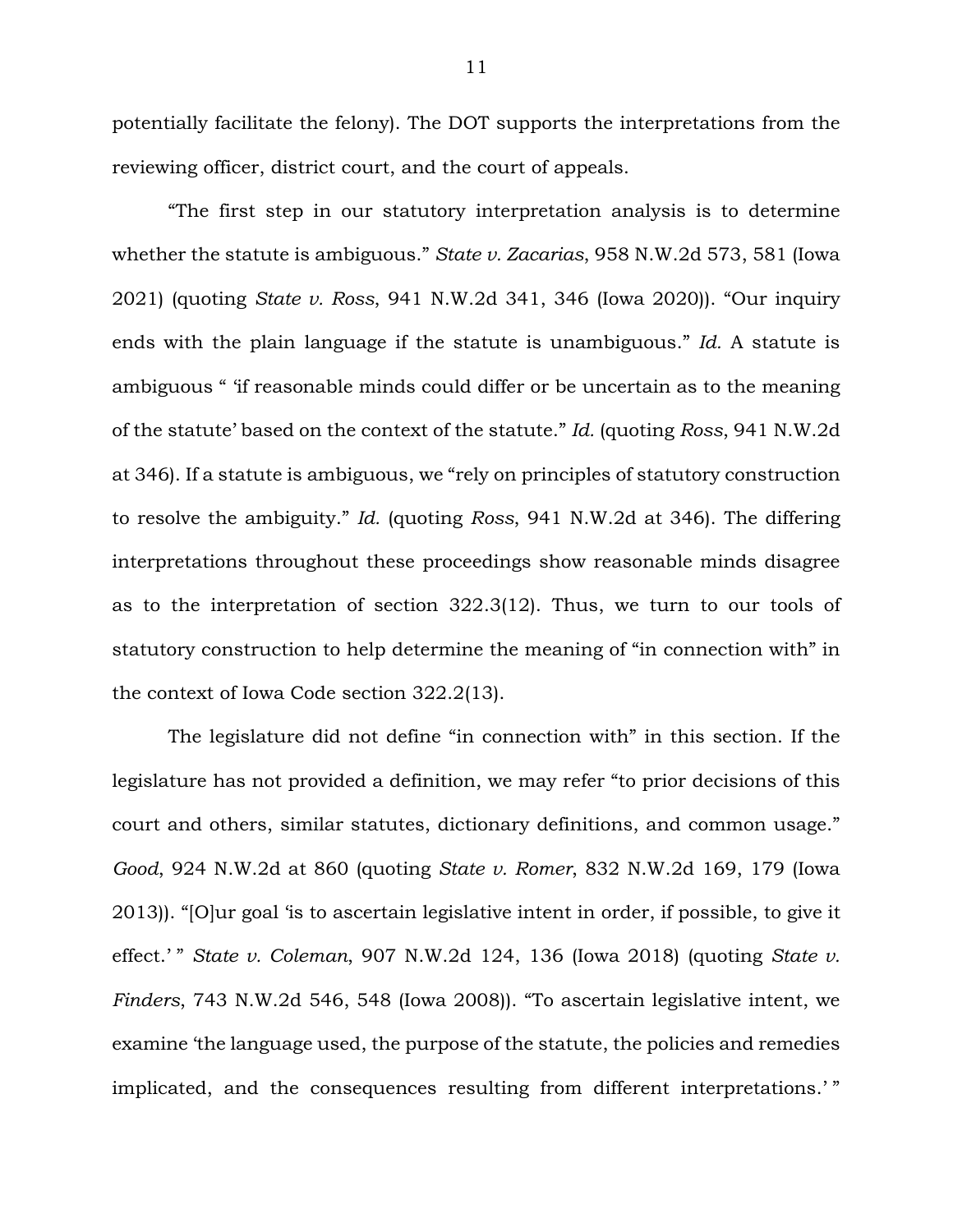potentially facilitate the felony). The DOT supports the interpretations from the reviewing officer, district court, and the court of appeals.

"The first step in our statutory interpretation analysis is to determine whether the statute is ambiguous." *State v. Zacarias*, 958 N.W.2d 573, 581 (Iowa 2021) (quoting *State v. Ross*, 941 N.W.2d 341, 346 (Iowa 2020)). "Our inquiry ends with the plain language if the statute is unambiguous." *Id.* A statute is ambiguous " 'if reasonable minds could differ or be uncertain as to the meaning of the statute' based on the context of the statute." *Id.* (quoting *Ross*, 941 N.W.2d at 346). If a statute is ambiguous, we "rely on principles of statutory construction to resolve the ambiguity." *Id.* (quoting *Ross*, 941 N.W.2d at 346). The differing interpretations throughout these proceedings show reasonable minds disagree as to the interpretation of section 322.3(12). Thus, we turn to our tools of statutory construction to help determine the meaning of "in connection with" in the context of Iowa Code section 322.2(13).

The legislature did not define "in connection with" in this section. If the legislature has not provided a definition, we may refer "to prior decisions of this court and others, similar statutes, dictionary definitions, and common usage." *Good*, 924 N.W.2d at 860 (quoting *State v. Romer*, 832 N.W.2d 169, 179 (Iowa 2013)). "[O]ur goal 'is to ascertain legislative intent in order, if possible, to give it effect.' " *State v. Coleman*, 907 N.W.2d 124, 136 (Iowa 2018) (quoting *State v. Finders*, 743 N.W.2d 546, 548 (Iowa 2008)). "To ascertain legislative intent, we examine 'the language used, the purpose of the statute, the policies and remedies implicated, and the consequences resulting from different interpretations.' "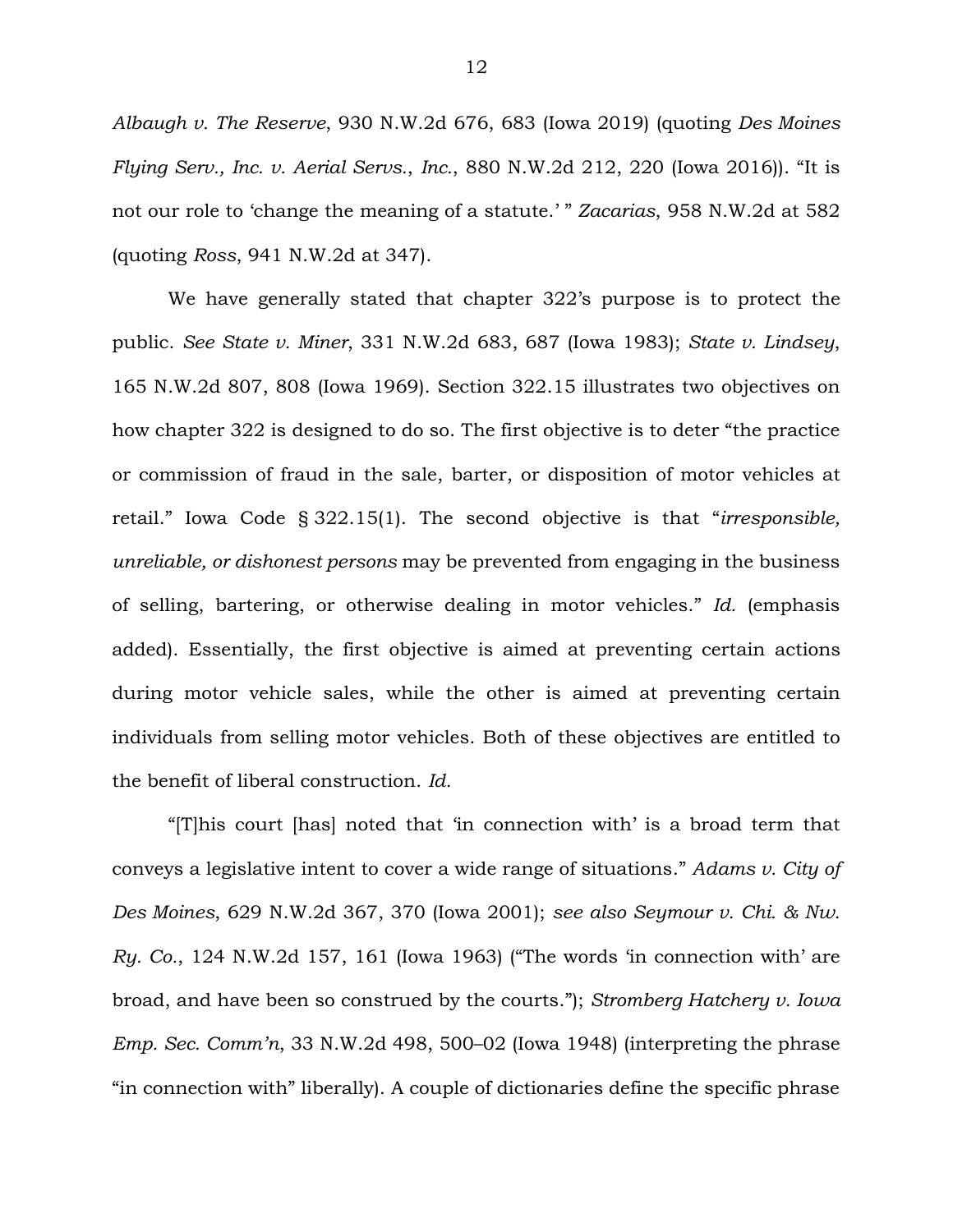*Albaugh v. The Reserve*, 930 N.W.2d 676, 683 (Iowa 2019) (quoting *Des Moines Flying Serv., Inc. v. Aerial Servs., Inc.*, 880 N.W.2d 212, 220 (Iowa 2016)). "It is not our role to 'change the meaning of a statute.' " *Zacarias*, 958 N.W.2d at 582 (quoting *Ross*, 941 N.W.2d at 347).

We have generally stated that chapter 322's purpose is to protect the public. *See State v. Miner*, 331 N.W.2d 683, 687 (Iowa 1983); *State v. Lindsey*, 165 N.W.2d 807, 808 (Iowa 1969). Section 322.15 illustrates two objectives on how chapter 322 is designed to do so. The first objective is to deter "the practice or commission of fraud in the sale, barter, or disposition of motor vehicles at retail." Iowa Code § 322.15(1). The second objective is that "*irresponsible, unreliable, or dishonest persons* may be prevented from engaging in the business of selling, bartering, or otherwise dealing in motor vehicles." *Id.* (emphasis added). Essentially, the first objective is aimed at preventing certain actions during motor vehicle sales, while the other is aimed at preventing certain individuals from selling motor vehicles. Both of these objectives are entitled to the benefit of liberal construction. *Id.*

"[T]his court [has] noted that 'in connection with' is a broad term that conveys a legislative intent to cover a wide range of situations." *Adams v. City of Des Moines*, 629 N.W.2d 367, 370 (Iowa 2001); *see also Seymour v. Chi. & Nw. Ry. Co.*, 124 N.W.2d 157, 161 (Iowa 1963) ("The words 'in connection with' are broad, and have been so construed by the courts."); *Stromberg Hatchery v. Iowa Emp. Sec. Comm'n*, 33 N.W.2d 498, 500–02 (Iowa 1948) (interpreting the phrase "in connection with" liberally). A couple of dictionaries define the specific phrase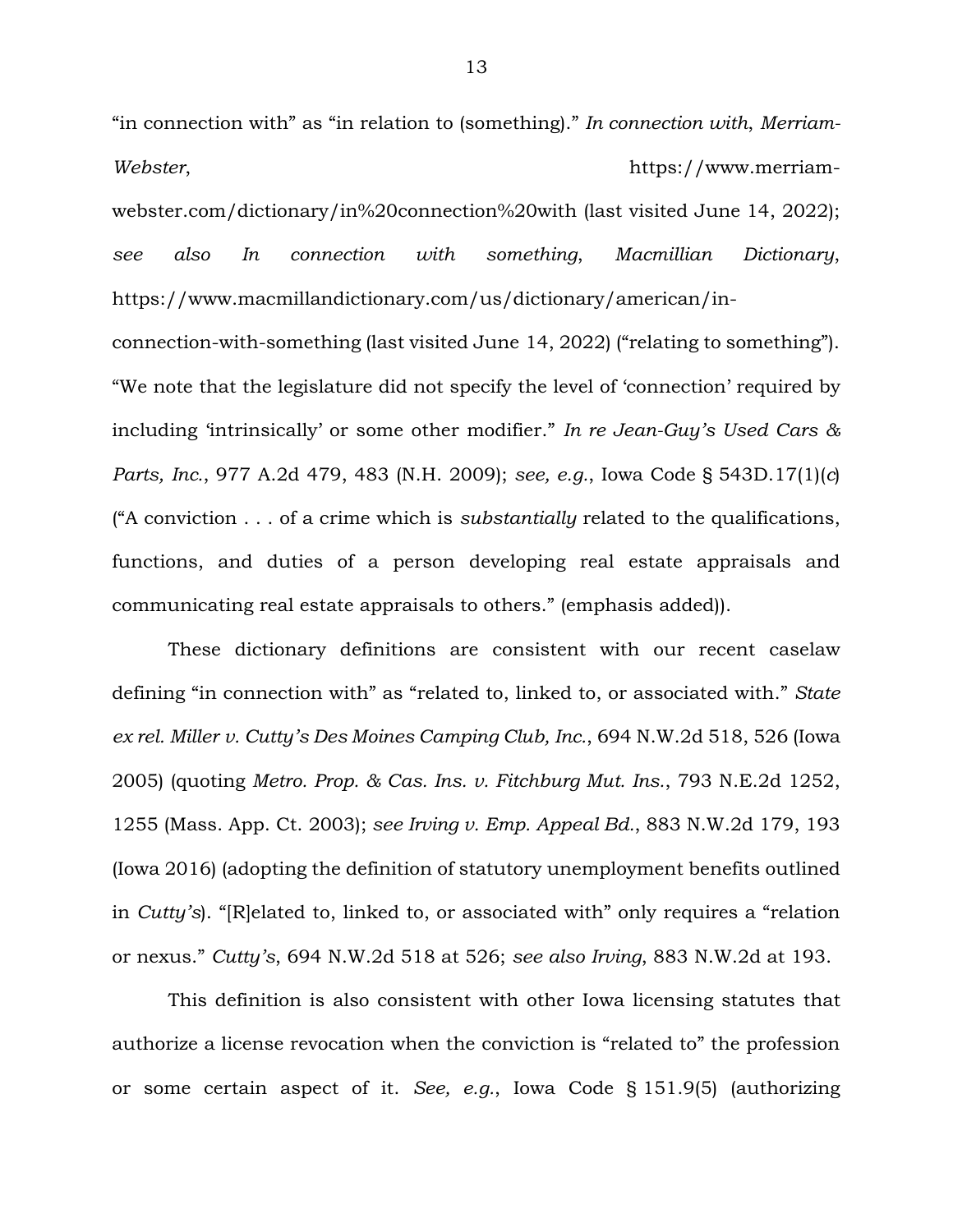"in connection with" as "in relation to (something)." *In connection with*, *Merriam-Webster*, https://www.merriam-webster.com/dictionary/in%20connection%20with (last visited June 14, 2022); *see also In connection with something*, *Macmillian Dictionary*, https://www.macmillandictionary.com/us/dictionary/american/in-connection-with-something (last visited June 14, 2022) ("relating to something"). "We note that the legislature did not specify the level of 'connection' required by including 'intrinsically' or some other modifier." *In re Jean-Guy's Used Cars & Parts, Inc.*, 977 A.2d 479, 483 (N.H. 2009); *see, e.g.*, Iowa Code § 543D.17(1)(*c*) ("A conviction . . . of a crime which is *substantially* related to the qualifications, functions, and duties of a person developing real estate appraisals and communicating real estate appraisals to others." (emphasis added)).

These dictionary definitions are consistent with our recent caselaw defining "in connection with" as "related to, linked to, or associated with." *State ex rel. Miller v. Cutty's Des Moines Camping Club, Inc.*, 694 N.W.2d 518, 526 (Iowa 2005) (quoting *Metro. Prop. & Cas. Ins. v. Fitchburg Mut. Ins.*, 793 N.E.2d 1252, 1255 (Mass. App. Ct. 2003); *see Irving v. Emp. Appeal Bd.*, 883 N.W.2d 179, 193 (Iowa 2016) (adopting the definition of statutory unemployment benefits outlined in *Cutty's*). "[R]elated to, linked to, or associated with" only requires a "relation or nexus." *Cutty's*, 694 N.W.2d 518 at 526; *see also Irving*, 883 N.W.2d at 193.

This definition is also consistent with other Iowa licensing statutes that authorize a license revocation when the conviction is "related to" the profession or some certain aspect of it. *See, e.g.*, Iowa Code § 151.9(5) (authorizing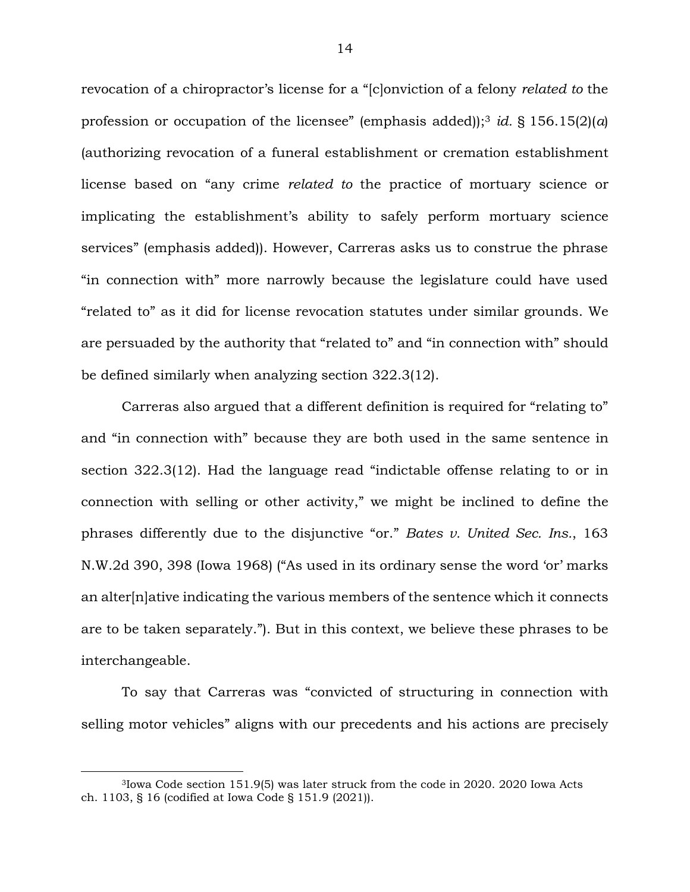revocation of a chiropractor's license for a "[c]onviction of a felony *related to* the profession or occupation of the licensee" (emphasis added));[3] *id.* § 156.15(2)(*a*) (authorizing revocation of a funeral establishment or cremation establishment license based on "any crime *related to* the practice of mortuary science or implicating the establishment's ability to safely perform mortuary science services" (emphasis added)). However, Carreras asks us to construe the phrase "in connection with" more narrowly because the legislature could have used "related to" as it did for license revocation statutes under similar grounds. We are persuaded by the authority that "related to" and "in connection with" should be defined similarly when analyzing section 322.3(12).

Carreras also argued that a different definition is required for "relating to" and "in connection with" because they are both used in the same sentence in section 322.3(12). Had the language read "indictable offense relating to or in connection with selling or other activity," we might be inclined to define the phrases differently due to the disjunctive "or." *Bates v. United Sec. Ins.*, 163 N.W.2d 390, 398 (Iowa 1968) ("As used in its ordinary sense the word 'or' marks an alter[n]ative indicating the various members of the sentence which it connects are to be taken separately."). But in this context, we believe these phrases to be interchangeable.

To say that Carreras was "convicted of structuring in connection with selling motor vehicles" aligns with our precedents and his actions are precisely

---

[3] Iowa Code section 151.9(5) was later struck from the code in 2020. 2020 Iowa Acts ch. 1103, § 16 (codified at Iowa Code § 151.9 (2021)).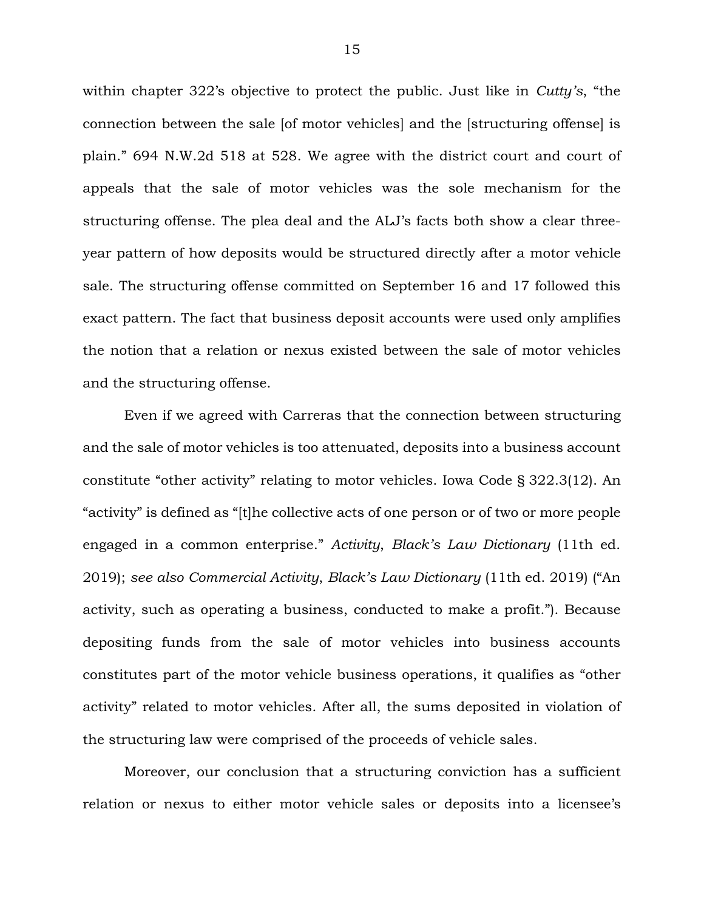within chapter 322's objective to protect the public. Just like in *Cutty's*, "the connection between the sale [of motor vehicles] and the [structuring offense] is plain." 694 N.W.2d 518 at 528. We agree with the district court and court of appeals that the sale of motor vehicles was the sole mechanism for the structuring offense. The plea deal and the ALJ's facts both show a clear three-year pattern of how deposits would be structured directly after a motor vehicle sale. The structuring offense committed on September 16 and 17 followed this exact pattern. The fact that business deposit accounts were used only amplifies the notion that a relation or nexus existed between the sale of motor vehicles and the structuring offense.

Even if we agreed with Carreras that the connection between structuring and the sale of motor vehicles is too attenuated, deposits into a business account constitute "other activity" relating to motor vehicles. Iowa Code § 322.3(12). An "activity" is defined as "[t]he collective acts of one person or of two or more people engaged in a common enterprise." *Activity*, *Black's Law Dictionary* (11th ed. 2019); *see also Commercial Activity*, *Black's Law Dictionary* (11th ed. 2019) ("An activity, such as operating a business, conducted to make a profit."). Because depositing funds from the sale of motor vehicles into business accounts constitutes part of the motor vehicle business operations, it qualifies as "other activity" related to motor vehicles. After all, the sums deposited in violation of the structuring law were comprised of the proceeds of vehicle sales.

Moreover, our conclusion that a structuring conviction has a sufficient relation or nexus to either motor vehicle sales or deposits into a licensee's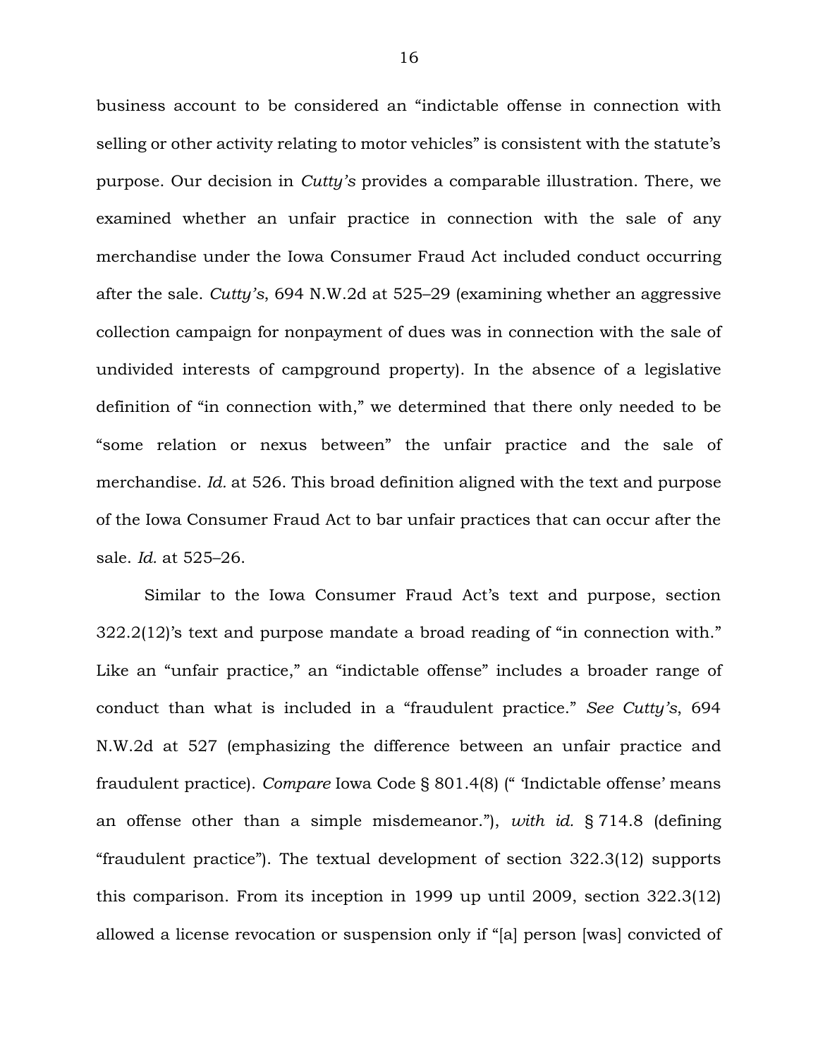business account to be considered an "indictable offense in connection with selling or other activity relating to motor vehicles" is consistent with the statute's purpose. Our decision in *Cutty's* provides a comparable illustration. There, we examined whether an unfair practice in connection with the sale of any merchandise under the Iowa Consumer Fraud Act included conduct occurring after the sale. *Cutty's*, 694 N.W.2d at 525–29 (examining whether an aggressive collection campaign for nonpayment of dues was in connection with the sale of undivided interests of campground property). In the absence of a legislative definition of "in connection with," we determined that there only needed to be "some relation or nexus between" the unfair practice and the sale of merchandise. *Id.* at 526. This broad definition aligned with the text and purpose of the Iowa Consumer Fraud Act to bar unfair practices that can occur after the sale. *Id.* at 525–26.

Similar to the Iowa Consumer Fraud Act's text and purpose, section 322.2(12)'s text and purpose mandate a broad reading of "in connection with." Like an "unfair practice," an "indictable offense" includes a broader range of conduct than what is included in a "fraudulent practice." *See Cutty's*, 694 N.W.2d at 527 (emphasizing the difference between an unfair practice and fraudulent practice). *Compare* Iowa Code § 801.4(8) (" 'Indictable offense' means an offense other than a simple misdemeanor."), *with id.* § 714.8 (defining "fraudulent practice"). The textual development of section 322.3(12) supports this comparison. From its inception in 1999 up until 2009, section 322.3(12) allowed a license revocation or suspension only if "[a] person [was] convicted of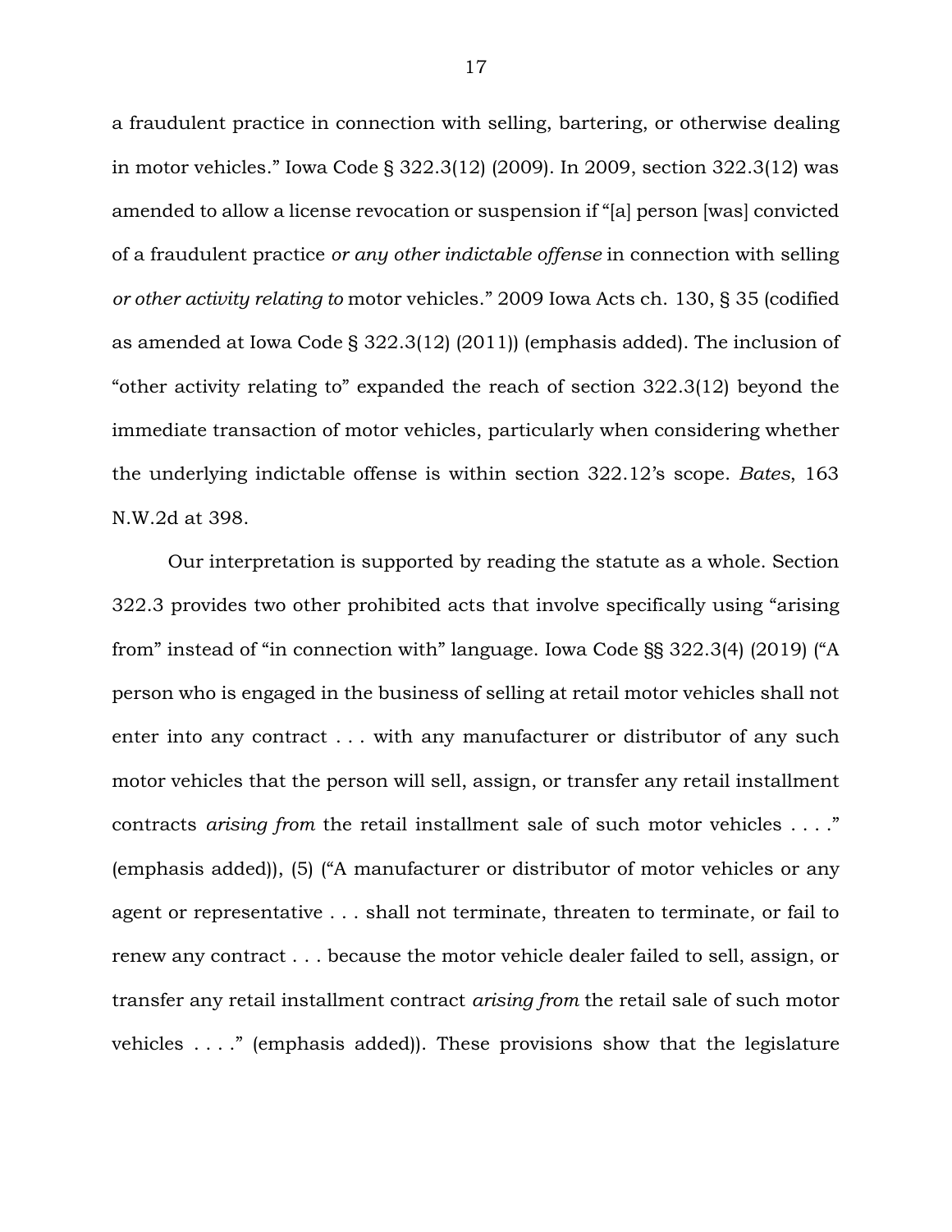a fraudulent practice in connection with selling, bartering, or otherwise dealing in motor vehicles." Iowa Code § 322.3(12) (2009). In 2009, section 322.3(12) was amended to allow a license revocation or suspension if "[a] person [was] convicted of a fraudulent practice *or any other indictable offense* in connection with selling *or other activity relating to* motor vehicles." 2009 Iowa Acts ch. 130, § 35 (codified as amended at Iowa Code § 322.3(12) (2011)) (emphasis added). The inclusion of "other activity relating to" expanded the reach of section 322.3(12) beyond the immediate transaction of motor vehicles, particularly when considering whether the underlying indictable offense is within section 322.12's scope. *Bates*, 163 N.W.2d at 398.

Our interpretation is supported by reading the statute as a whole. Section 322.3 provides two other prohibited acts that involve specifically using "arising from" instead of "in connection with" language. Iowa Code §§ 322.3(4) (2019) ("A person who is engaged in the business of selling at retail motor vehicles shall not enter into any contract . . . with any manufacturer or distributor of any such motor vehicles that the person will sell, assign, or transfer any retail installment contracts *arising from* the retail installment sale of such motor vehicles . . . ." (emphasis added)), (5) ("A manufacturer or distributor of motor vehicles or any agent or representative . . . shall not terminate, threaten to terminate, or fail to renew any contract . . . because the motor vehicle dealer failed to sell, assign, or transfer any retail installment contract *arising from* the retail sale of such motor vehicles . . . ." (emphasis added)). These provisions show that the legislature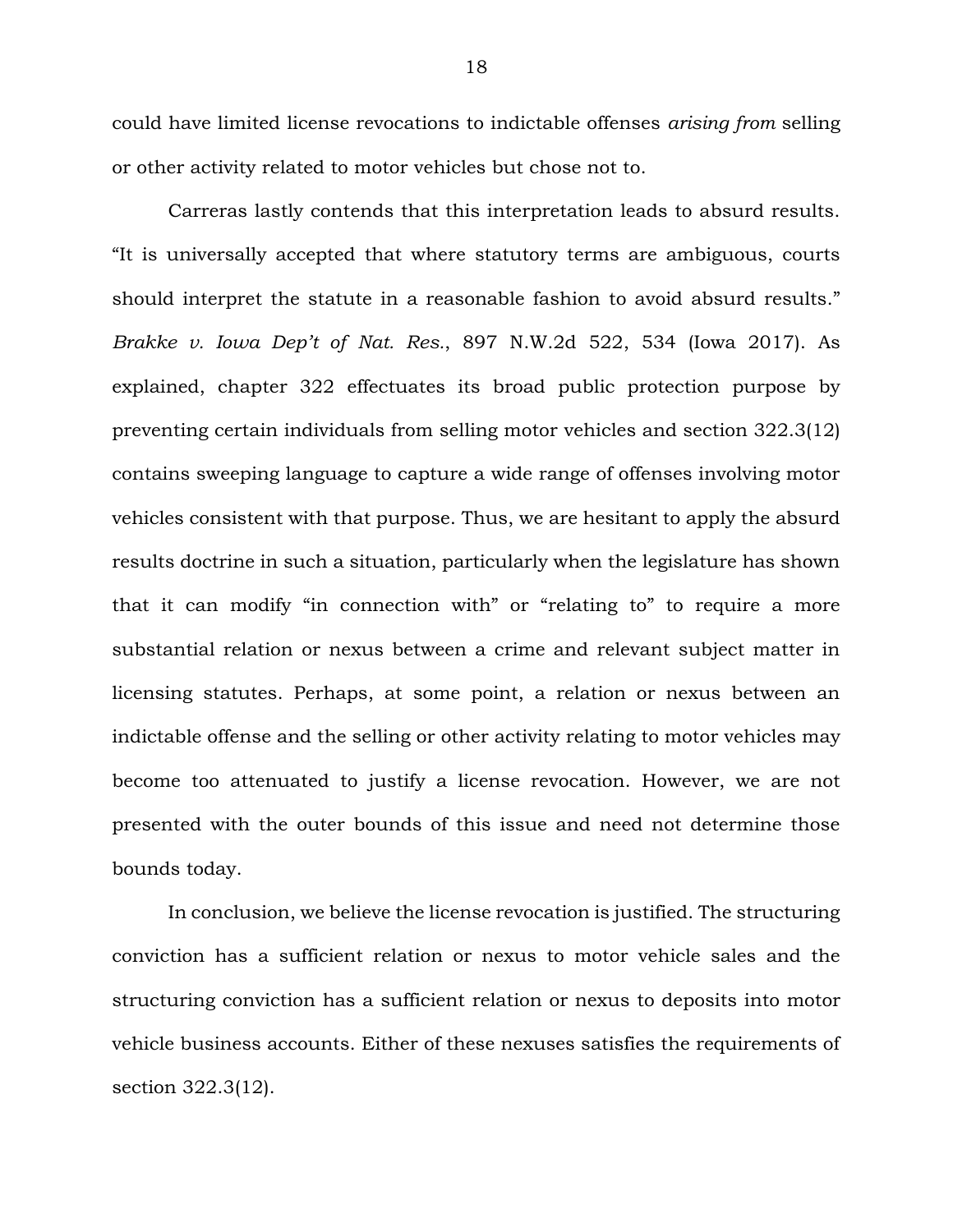could have limited license revocations to indictable offenses *arising from* selling or other activity related to motor vehicles but chose not to.

Carreras lastly contends that this interpretation leads to absurd results. "It is universally accepted that where statutory terms are ambiguous, courts should interpret the statute in a reasonable fashion to avoid absurd results." *Brakke v. Iowa Dep't of Nat. Res.*, 897 N.W.2d 522, 534 (Iowa 2017). As explained, chapter 322 effectuates its broad public protection purpose by preventing certain individuals from selling motor vehicles and section 322.3(12) contains sweeping language to capture a wide range of offenses involving motor vehicles consistent with that purpose. Thus, we are hesitant to apply the absurd results doctrine in such a situation, particularly when the legislature has shown that it can modify "in connection with" or "relating to" to require a more substantial relation or nexus between a crime and relevant subject matter in licensing statutes. Perhaps, at some point, a relation or nexus between an indictable offense and the selling or other activity relating to motor vehicles may become too attenuated to justify a license revocation. However, we are not presented with the outer bounds of this issue and need not determine those bounds today.

In conclusion, we believe the license revocation is justified. The structuring conviction has a sufficient relation or nexus to motor vehicle sales and the structuring conviction has a sufficient relation or nexus to deposits into motor vehicle business accounts. Either of these nexuses satisfies the requirements of section 322.3(12).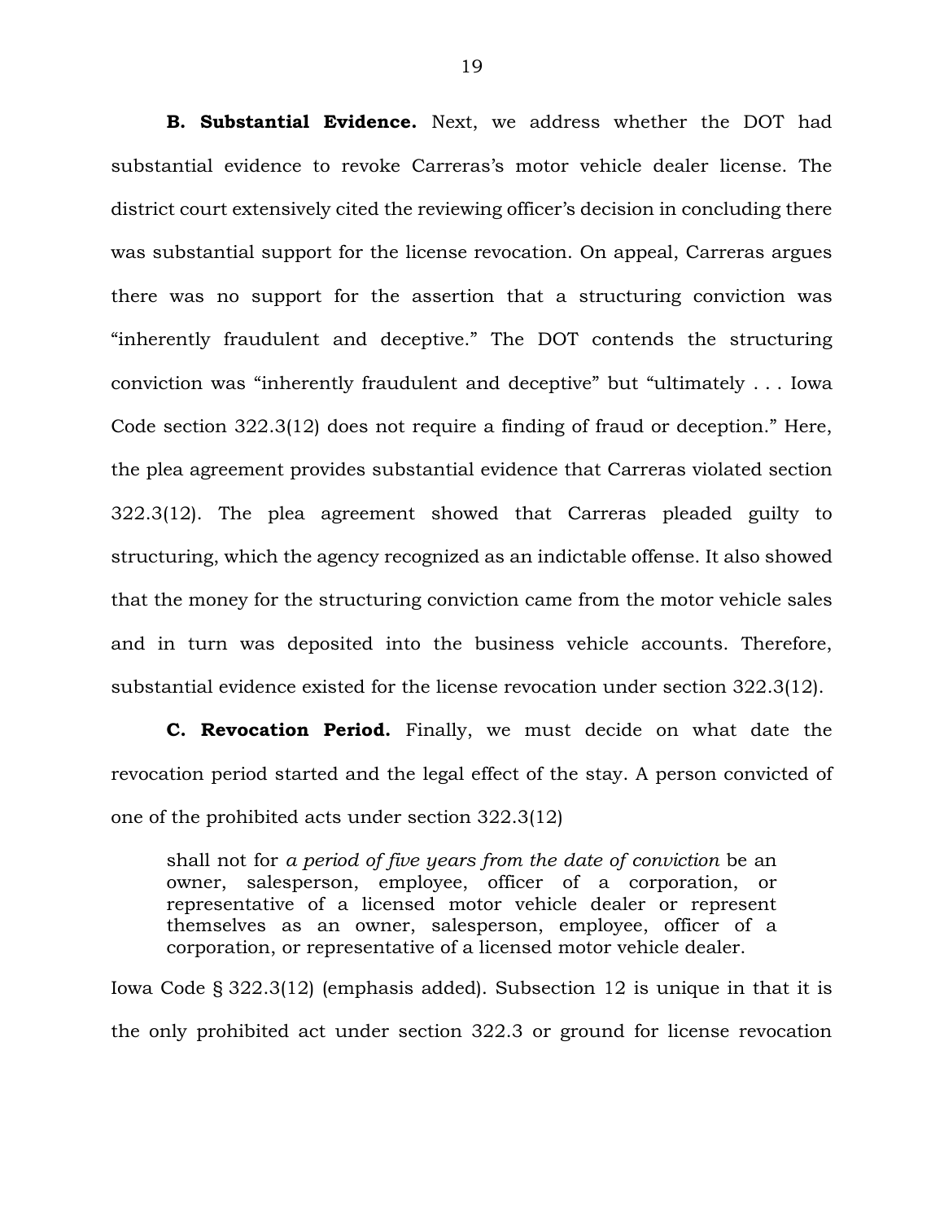**B. Substantial Evidence.** Next, we address whether the DOT had substantial evidence to revoke Carreras's motor vehicle dealer license. The district court extensively cited the reviewing officer's decision in concluding there was substantial support for the license revocation. On appeal, Carreras argues there was no support for the assertion that a structuring conviction was "inherently fraudulent and deceptive." The DOT contends the structuring conviction was "inherently fraudulent and deceptive" but "ultimately . . . Iowa Code section 322.3(12) does not require a finding of fraud or deception." Here, the plea agreement provides substantial evidence that Carreras violated section 322.3(12). The plea agreement showed that Carreras pleaded guilty to structuring, which the agency recognized as an indictable offense. It also showed that the money for the structuring conviction came from the motor vehicle sales and in turn was deposited into the business vehicle accounts. Therefore, substantial evidence existed for the license revocation under section 322.3(12).

**C. Revocation Period.** Finally, we must decide on what date the revocation period started and the legal effect of the stay. A person convicted of one of the prohibited acts under section 322.3(12)

> shall not for *a period of five years from the date of conviction* be an owner, salesperson, employee, officer of a corporation, or representative of a licensed motor vehicle dealer or represent themselves as an owner, salesperson, employee, officer of a corporation, or representative of a licensed motor vehicle dealer.

Iowa Code § 322.3(12) (emphasis added). Subsection 12 is unique in that it is the only prohibited act under section 322.3 or ground for license revocation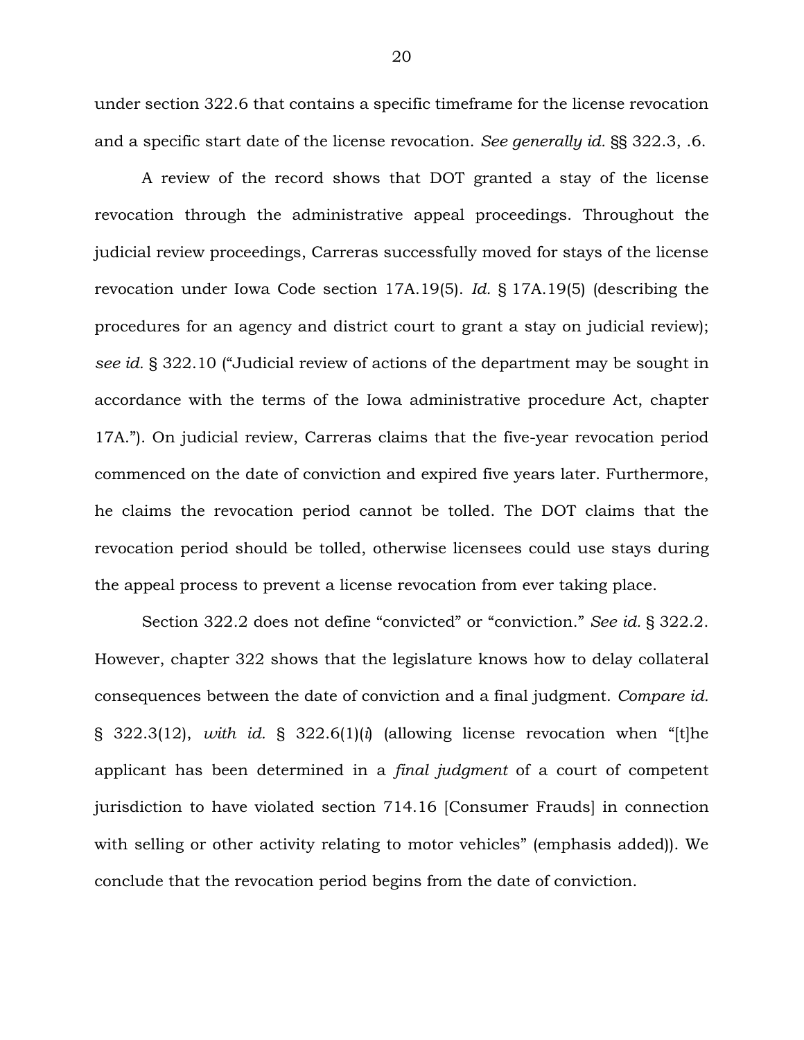under section 322.6 that contains a specific timeframe for the license revocation and a specific start date of the license revocation. *See generally id.* §§ 322.3, .6.

A review of the record shows that DOT granted a stay of the license revocation through the administrative appeal proceedings. Throughout the judicial review proceedings, Carreras successfully moved for stays of the license revocation under Iowa Code section 17A.19(5). *Id.* § 17A.19(5) (describing the procedures for an agency and district court to grant a stay on judicial review); *see id.* § 322.10 ("Judicial review of actions of the department may be sought in accordance with the terms of the Iowa administrative procedure Act, chapter 17A."). On judicial review, Carreras claims that the five-year revocation period commenced on the date of conviction and expired five years later. Furthermore, he claims the revocation period cannot be tolled. The DOT claims that the revocation period should be tolled, otherwise licensees could use stays during the appeal process to prevent a license revocation from ever taking place.

Section 322.2 does not define "convicted" or "conviction." *See id.* § 322.2. However, chapter 322 shows that the legislature knows how to delay collateral consequences between the date of conviction and a final judgment. *Compare id.* § 322.3(12), *with id.* § 322.6(1)(*i*) (allowing license revocation when "[t]he applicant has been determined in a *final judgment* of a court of competent jurisdiction to have violated section 714.16 [Consumer Frauds] in connection with selling or other activity relating to motor vehicles" (emphasis added)). We conclude that the revocation period begins from the date of conviction.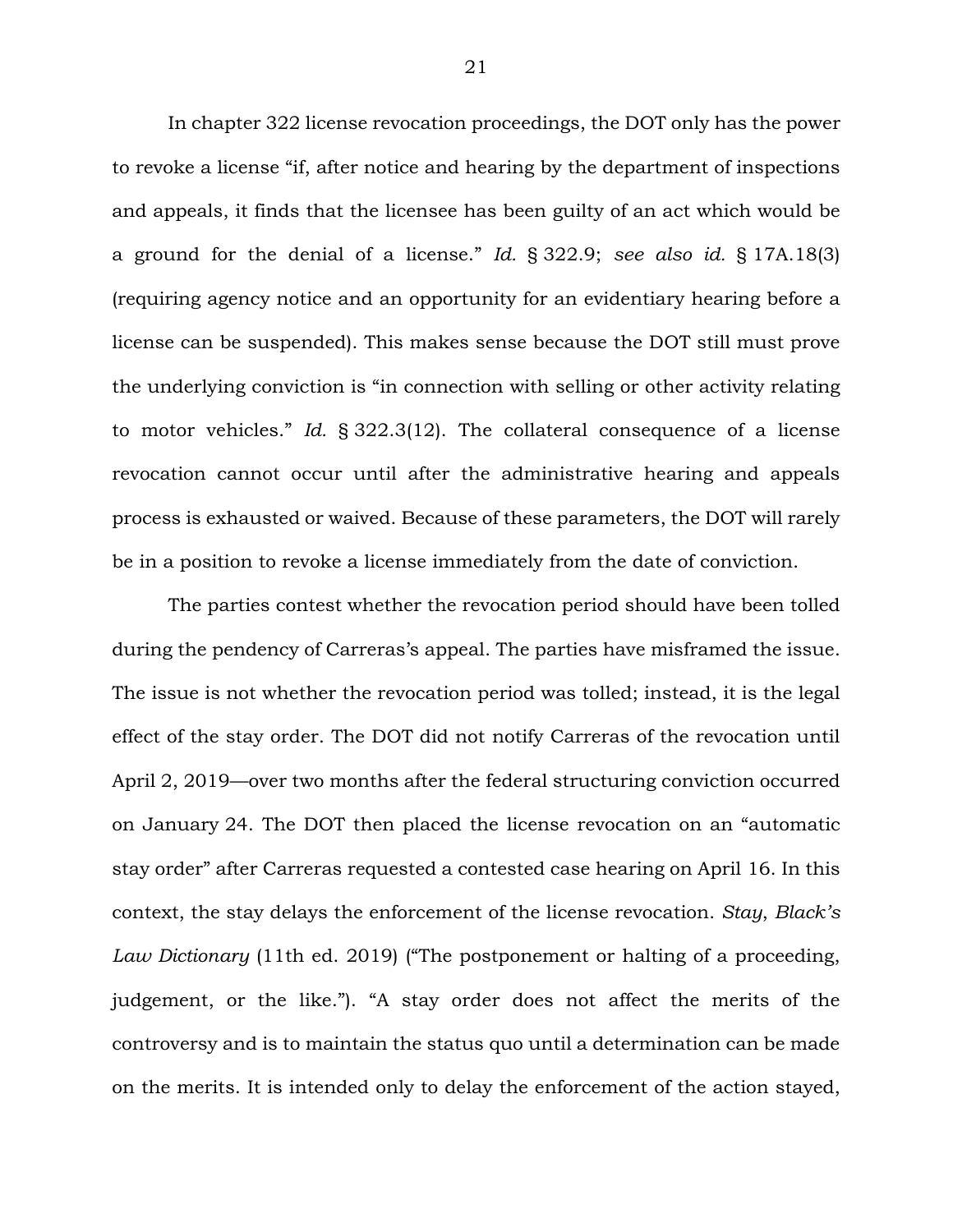In chapter 322 license revocation proceedings, the DOT only has the power to revoke a license "if, after notice and hearing by the department of inspections and appeals, it finds that the licensee has been guilty of an act which would be a ground for the denial of a license." *Id.* § 322.9; *see also id.* § 17A.18(3) (requiring agency notice and an opportunity for an evidentiary hearing before a license can be suspended). This makes sense because the DOT still must prove the underlying conviction is "in connection with selling or other activity relating to motor vehicles." *Id.* § 322.3(12). The collateral consequence of a license revocation cannot occur until after the administrative hearing and appeals process is exhausted or waived. Because of these parameters, the DOT will rarely be in a position to revoke a license immediately from the date of conviction.

The parties contest whether the revocation period should have been tolled during the pendency of Carreras's appeal. The parties have misframed the issue. The issue is not whether the revocation period was tolled; instead, it is the legal effect of the stay order. The DOT did not notify Carreras of the revocation until April 2, 2019—over two months after the federal structuring conviction occurred on January 24. The DOT then placed the license revocation on an "automatic stay order" after Carreras requested a contested case hearing on April 16. In this context, the stay delays the enforcement of the license revocation. *Stay*, *Black's Law Dictionary* (11th ed. 2019) ("The postponement or halting of a proceeding, judgement, or the like."). "A stay order does not affect the merits of the controversy and is to maintain the status quo until a determination can be made on the merits. It is intended only to delay the enforcement of the action stayed,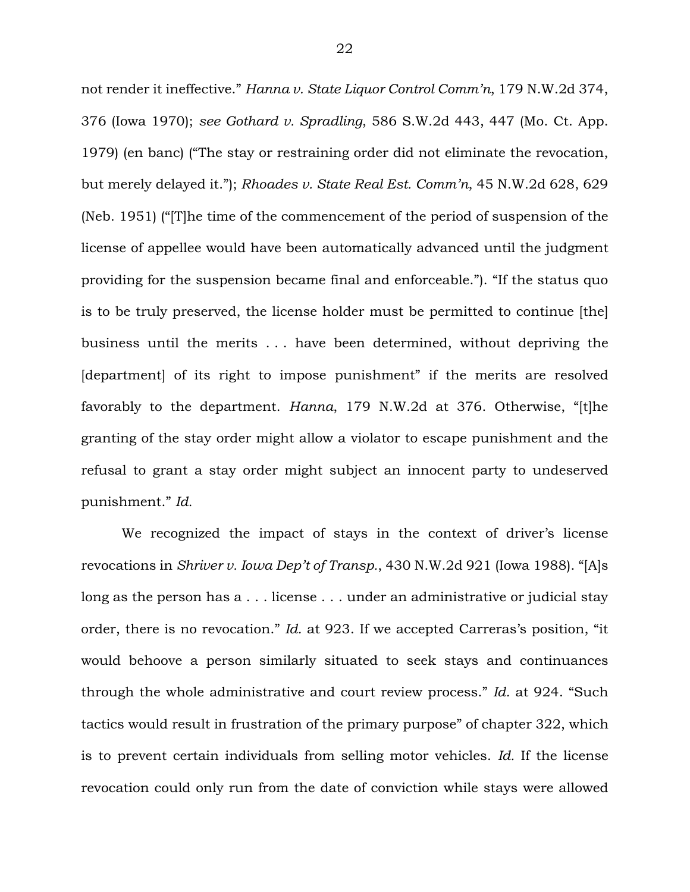not render it ineffective." *Hanna v. State Liquor Control Comm'n*, 179 N.W.2d 374, 376 (Iowa 1970); *see Gothard v. Spradling*, 586 S.W.2d 443, 447 (Mo. Ct. App. 1979) (en banc) ("The stay or restraining order did not eliminate the revocation, but merely delayed it."); *Rhoades v. State Real Est. Comm'n*, 45 N.W.2d 628, 629 (Neb. 1951) ("[T]he time of the commencement of the period of suspension of the license of appellee would have been automatically advanced until the judgment providing for the suspension became final and enforceable."). "If the status quo is to be truly preserved, the license holder must be permitted to continue [the] business until the merits . . . have been determined, without depriving the [department] of its right to impose punishment" if the merits are resolved favorably to the department. *Hanna*, 179 N.W.2d at 376. Otherwise, "[t]he granting of the stay order might allow a violator to escape punishment and the refusal to grant a stay order might subject an innocent party to undeserved punishment." *Id.*

We recognized the impact of stays in the context of driver's license revocations in *Shriver v. Iowa Dep't of Transp.*, 430 N.W.2d 921 (Iowa 1988). "[A]s long as the person has a . . . license . . . under an administrative or judicial stay order, there is no revocation." *Id.* at 923. If we accepted Carreras's position, "it would behoove a person similarly situated to seek stays and continuances through the whole administrative and court review process." *Id.* at 924. "Such tactics would result in frustration of the primary purpose" of chapter 322, which is to prevent certain individuals from selling motor vehicles. *Id.* If the license revocation could only run from the date of conviction while stays were allowed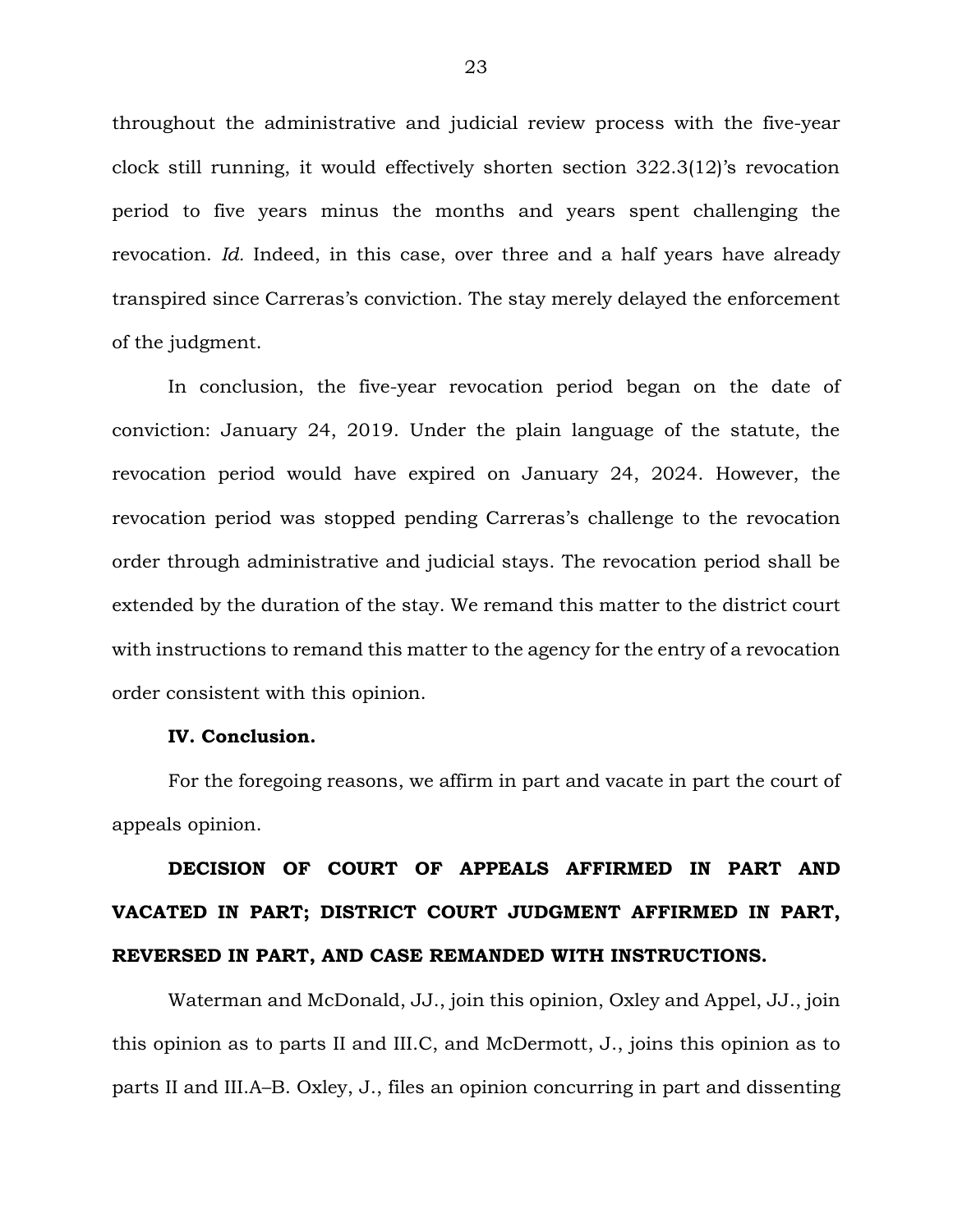throughout the administrative and judicial review process with the five-year clock still running, it would effectively shorten section 322.3(12)'s revocation period to five years minus the months and years spent challenging the revocation. *Id.* Indeed, in this case, over three and a half years have already transpired since Carreras's conviction. The stay merely delayed the enforcement of the judgment.

In conclusion, the five-year revocation period began on the date of conviction: January 24, 2019. Under the plain language of the statute, the revocation period would have expired on January 24, 2024. However, the revocation period was stopped pending Carreras's challenge to the revocation order through administrative and judicial stays. The revocation period shall be extended by the duration of the stay. We remand this matter to the district court with instructions to remand this matter to the agency for the entry of a revocation order consistent with this opinion.

**IV. Conclusion.**

For the foregoing reasons, we affirm in part and vacate in part the court of appeals opinion.

**DECISION OF COURT OF APPEALS AFFIRMED IN PART AND VACATED IN PART; DISTRICT COURT JUDGMENT AFFIRMED IN PART, REVERSED IN PART, AND CASE REMANDED WITH INSTRUCTIONS.**

Waterman and McDonald, JJ., join this opinion, Oxley and Appel, JJ., join this opinion as to parts II and III.C, and McDermott, J., joins this opinion as to parts II and III.A–B. Oxley, J., files an opinion concurring in part and dissenting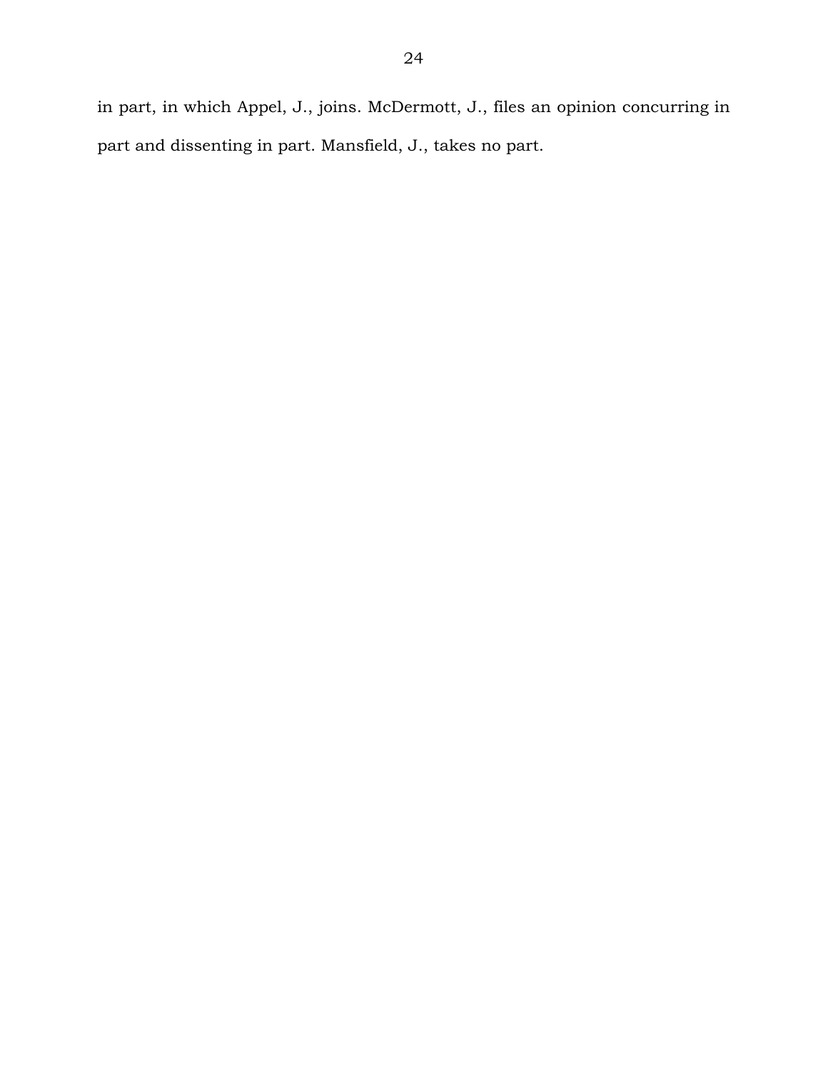in part, in which Appel, J., joins. McDermott, J., files an opinion concurring in part and dissenting in part. Mansfield, J., takes no part.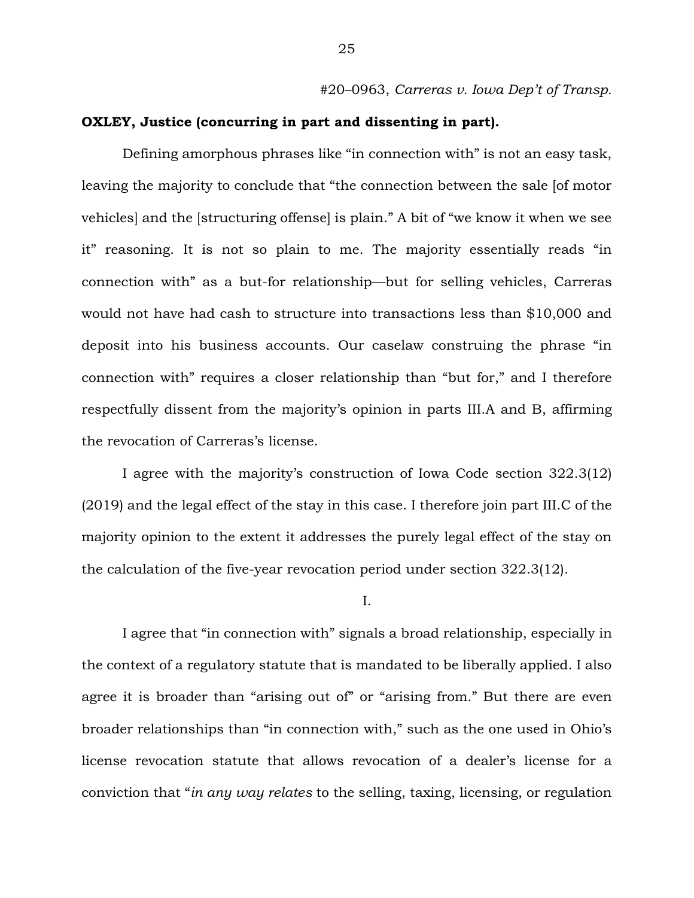#20–0963, *Carreras v. Iowa Dep't of Transp.*

**OXLEY, Justice (concurring in part and dissenting in part).**

Defining amorphous phrases like "in connection with" is not an easy task, leaving the majority to conclude that "the connection between the sale [of motor vehicles] and the [structuring offense] is plain." A bit of "we know it when we see it" reasoning. It is not so plain to me. The majority essentially reads "in connection with" as a but-for relationship—but for selling vehicles, Carreras would not have had cash to structure into transactions less than $10,000 and deposit into his business accounts. Our caselaw construing the phrase "in connection with" requires a closer relationship than "but for," and I therefore respectfully dissent from the majority's opinion in parts III.A and B, affirming the revocation of Carreras's license.

I agree with the majority's construction of Iowa Code section 322.3(12) (2019) and the legal effect of the stay in this case. I therefore join part III.C of the majority opinion to the extent it addresses the purely legal effect of the stay on the calculation of the five-year revocation period under section 322.3(12).

I.

I agree that "in connection with" signals a broad relationship, especially in the context of a regulatory statute that is mandated to be liberally applied. I also agree it is broader than "arising out of" or "arising from." But there are even broader relationships than "in connection with," such as the one used in Ohio's license revocation statute that allows revocation of a dealer's license for a conviction that "*in any way relates* to the selling, taxing, licensing, or regulation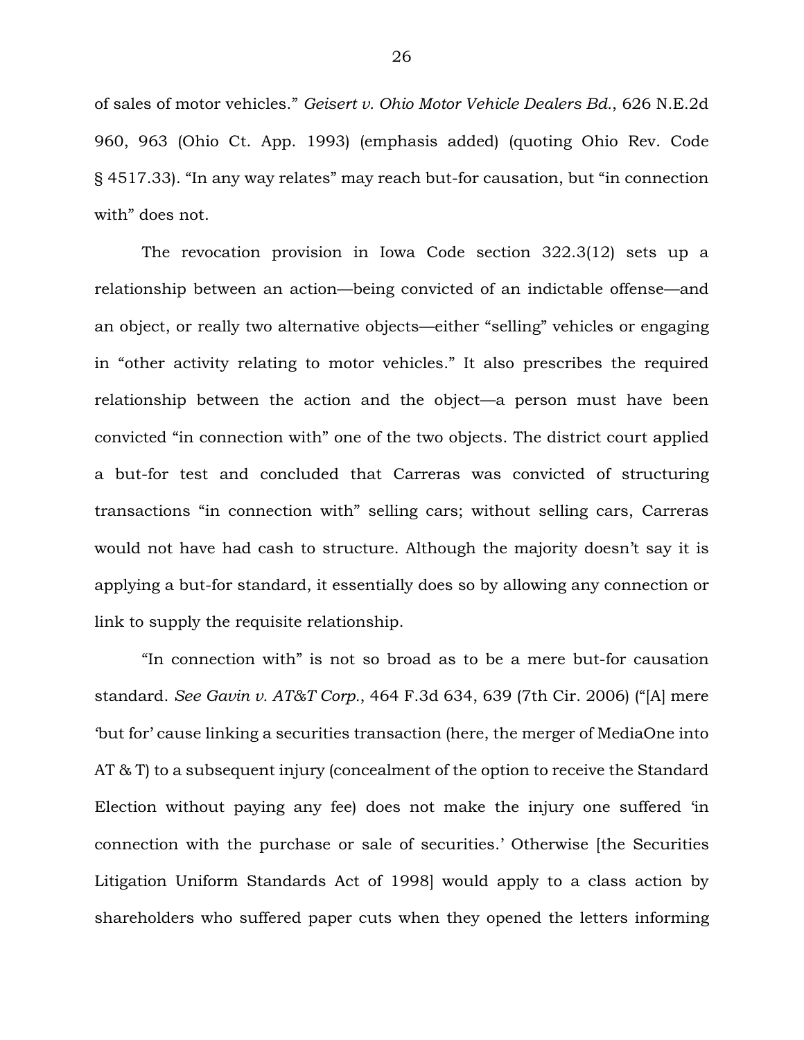of sales of motor vehicles." *Geisert v. Ohio Motor Vehicle Dealers Bd.*, 626 N.E.2d 960, 963 (Ohio Ct. App. 1993) (emphasis added) (quoting Ohio Rev. Code § 4517.33). "In any way relates" may reach but-for causation, but "in connection with" does not.

The revocation provision in Iowa Code section 322.3(12) sets up a relationship between an action—being convicted of an indictable offense—and an object, or really two alternative objects—either "selling" vehicles or engaging in "other activity relating to motor vehicles." It also prescribes the required relationship between the action and the object—a person must have been convicted "in connection with" one of the two objects. The district court applied a but-for test and concluded that Carreras was convicted of structuring transactions "in connection with" selling cars; without selling cars, Carreras would not have had cash to structure. Although the majority doesn't say it is applying a but-for standard, it essentially does so by allowing any connection or link to supply the requisite relationship.

"In connection with" is not so broad as to be a mere but-for causation standard. *See Gavin v. AT&T Corp.*, 464 F.3d 634, 639 (7th Cir. 2006) ("[A] mere 'but for' cause linking a securities transaction (here, the merger of MediaOne into AT & T) to a subsequent injury (concealment of the option to receive the Standard Election without paying any fee) does not make the injury one suffered 'in connection with the purchase or sale of securities.' Otherwise [the Securities Litigation Uniform Standards Act of 1998] would apply to a class action by shareholders who suffered paper cuts when they opened the letters informing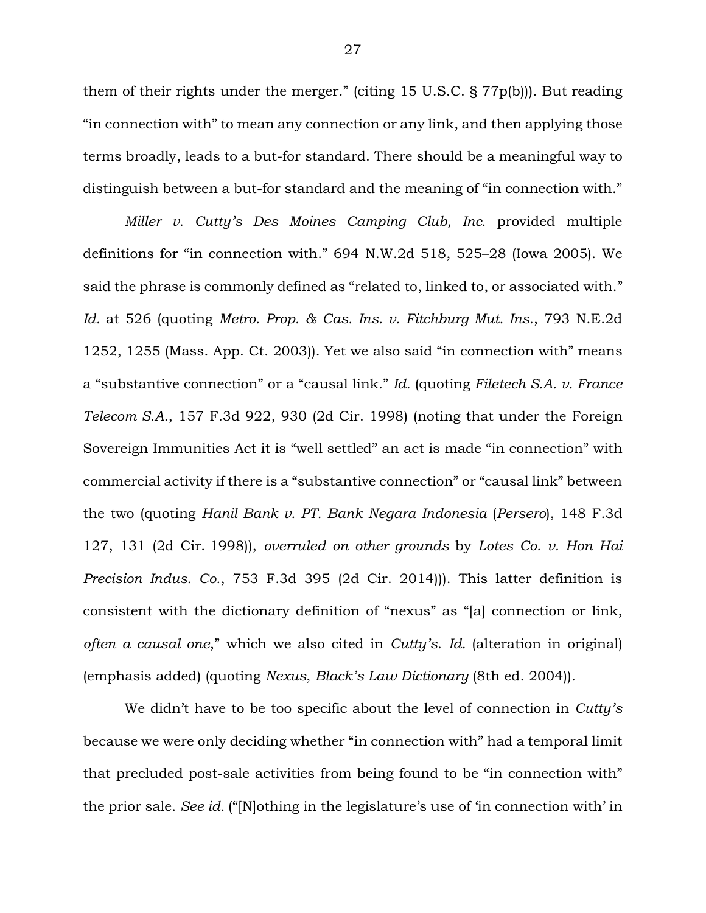them of their rights under the merger." (citing 15 U.S.C. § 77p(b))). But reading "in connection with" to mean any connection or any link, and then applying those terms broadly, leads to a but-for standard. There should be a meaningful way to distinguish between a but-for standard and the meaning of "in connection with."

*Miller v. Cutty's Des Moines Camping Club, Inc.* provided multiple definitions for "in connection with." 694 N.W.2d 518, 525–28 (Iowa 2005). We said the phrase is commonly defined as "related to, linked to, or associated with." *Id.* at 526 (quoting *Metro. Prop. & Cas. Ins. v. Fitchburg Mut. Ins.*, 793 N.E.2d 1252, 1255 (Mass. App. Ct. 2003)). Yet we also said "in connection with" means a "substantive connection" or a "causal link." *Id.* (quoting *Filetech S.A. v. France Telecom S.A.*, 157 F.3d 922, 930 (2d Cir. 1998) (noting that under the Foreign Sovereign Immunities Act it is "well settled" an act is made "in connection" with commercial activity if there is a "substantive connection" or "causal link" between the two (quoting *Hanil Bank v. PT. Bank Negara Indonesia* (*Persero*), 148 F.3d 127, 131 (2d Cir. 1998)), *overruled on other grounds* by *Lotes Co. v. Hon Hai Precision Indus. Co.*, 753 F.3d 395 (2d Cir. 2014))). This latter definition is consistent with the dictionary definition of "nexus" as "[a] connection or link, *often a causal one*," which we also cited in *Cutty's*. *Id.* (alteration in original) (emphasis added) (quoting *Nexus*, *Black's Law Dictionary* (8th ed. 2004)).

We didn't have to be too specific about the level of connection in *Cutty's* because we were only deciding whether "in connection with" had a temporal limit that precluded post-sale activities from being found to be "in connection with" the prior sale. *See id.* ("[N]othing in the legislature's use of 'in connection with' in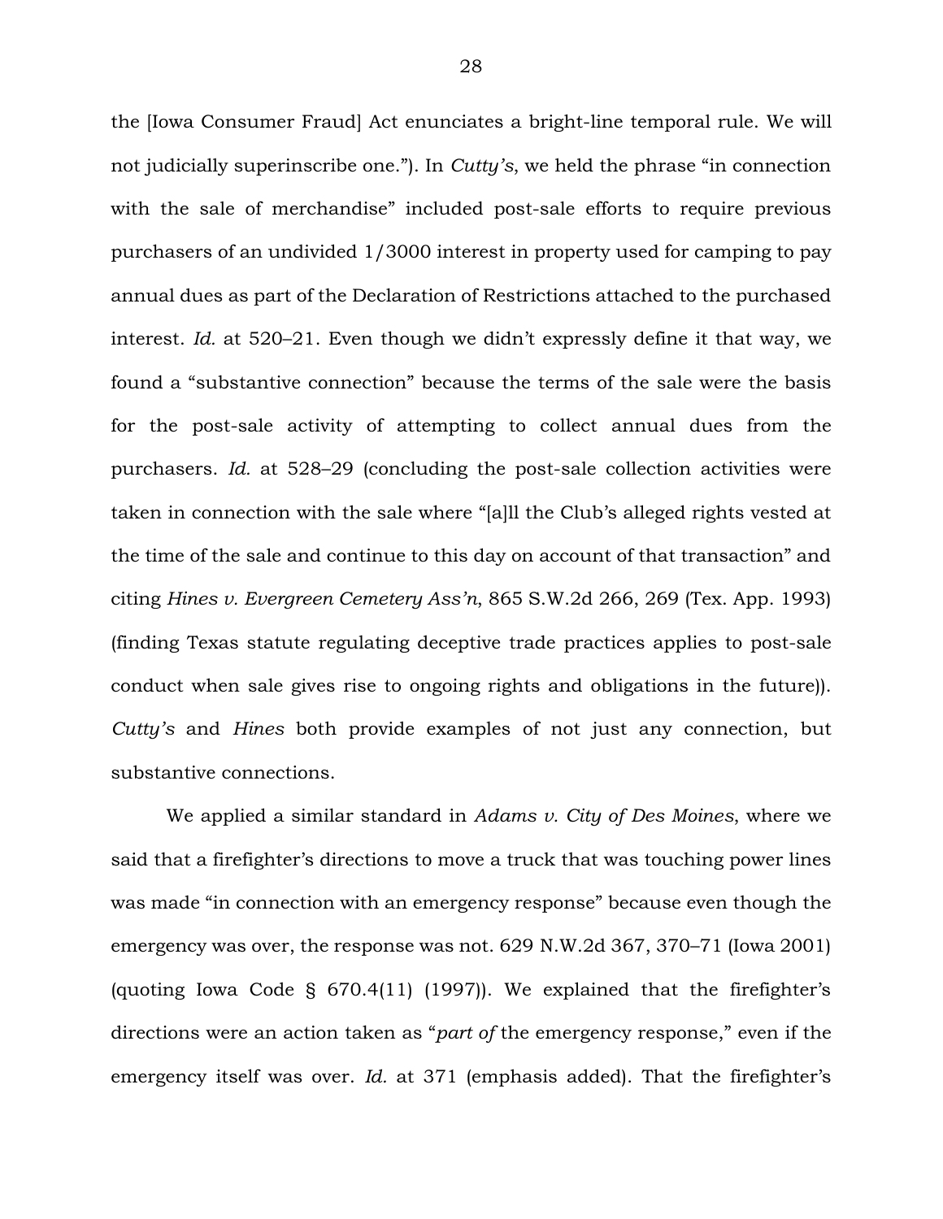the [Iowa Consumer Fraud] Act enunciates a bright-line temporal rule. We will not judicially superinscribe one."). In *Cutty's*, we held the phrase "in connection with the sale of merchandise" included post-sale efforts to require previous purchasers of an undivided 1/3000 interest in property used for camping to pay annual dues as part of the Declaration of Restrictions attached to the purchased interest. *Id.* at 520–21. Even though we didn't expressly define it that way, we found a "substantive connection" because the terms of the sale were the basis for the post-sale activity of attempting to collect annual dues from the purchasers. *Id.* at 528–29 (concluding the post-sale collection activities were taken in connection with the sale where "[a]ll the Club's alleged rights vested at the time of the sale and continue to this day on account of that transaction" and citing *Hines v. Evergreen Cemetery Ass'n*, 865 S.W.2d 266, 269 (Tex. App. 1993) (finding Texas statute regulating deceptive trade practices applies to post-sale conduct when sale gives rise to ongoing rights and obligations in the future)). *Cutty's* and *Hines* both provide examples of not just any connection, but substantive connections.

We applied a similar standard in *Adams v. City of Des Moines*, where we said that a firefighter's directions to move a truck that was touching power lines was made "in connection with an emergency response" because even though the emergency was over, the response was not. 629 N.W.2d 367, 370–71 (Iowa 2001) (quoting Iowa Code § 670.4(11) (1997)). We explained that the firefighter's directions were an action taken as "*part of* the emergency response," even if the emergency itself was over. *Id.* at 371 (emphasis added). That the firefighter's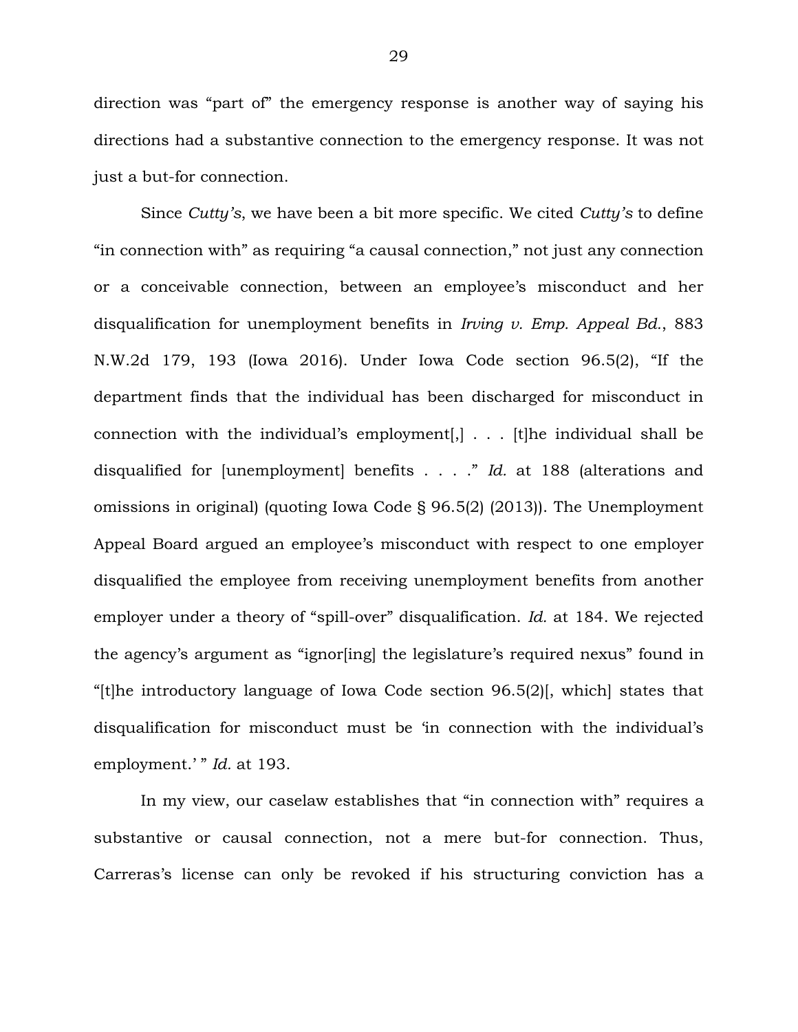direction was "part of" the emergency response is another way of saying his directions had a substantive connection to the emergency response. It was not just a but-for connection.

Since *Cutty's*, we have been a bit more specific. We cited *Cutty's* to define "in connection with" as requiring "a causal connection," not just any connection or a conceivable connection, between an employee's misconduct and her disqualification for unemployment benefits in *Irving v. Emp. Appeal Bd.*, 883 N.W.2d 179, 193 (Iowa 2016). Under Iowa Code section 96.5(2), "If the department finds that the individual has been discharged for misconduct in connection with the individual's employment[,] . . . [t]he individual shall be disqualified for [unemployment] benefits . . . ." *Id.* at 188 (alterations and omissions in original) (quoting Iowa Code § 96.5(2) (2013)). The Unemployment Appeal Board argued an employee's misconduct with respect to one employer disqualified the employee from receiving unemployment benefits from another employer under a theory of "spill-over" disqualification. *Id.* at 184. We rejected the agency's argument as "ignor[ing] the legislature's required nexus" found in "[t]he introductory language of Iowa Code section 96.5(2)[, which] states that disqualification for misconduct must be 'in connection with the individual's employment.' " *Id.* at 193.

In my view, our caselaw establishes that "in connection with" requires a substantive or causal connection, not a mere but-for connection. Thus, Carreras's license can only be revoked if his structuring conviction has a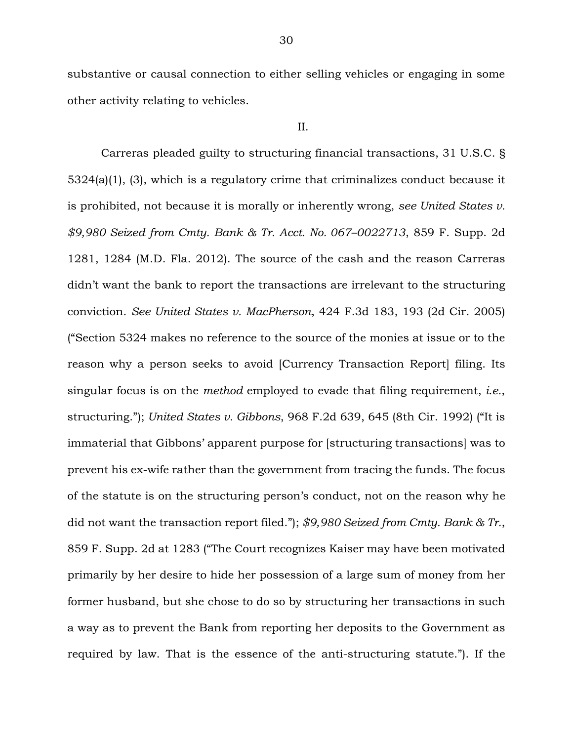substantive or causal connection to either selling vehicles or engaging in some other activity relating to vehicles.

II.

Carreras pleaded guilty to structuring financial transactions, 31 U.S.C. § 5324(a)(1), (3), which is a regulatory crime that criminalizes conduct because it is prohibited, not because it is morally or inherently wrong, *see United States v. $9,980 Seized from Cmty. Bank & Tr. Acct. No. 067–0022713*, 859 F. Supp. 2d 1281, 1284 (M.D. Fla. 2012). The source of the cash and the reason Carreras didn't want the bank to report the transactions are irrelevant to the structuring conviction. *See United States v. MacPherson*, 424 F.3d 183, 193 (2d Cir. 2005) ("Section 5324 makes no reference to the source of the monies at issue or to the reason why a person seeks to avoid [Currency Transaction Report] filing. Its singular focus is on the *method* employed to evade that filing requirement, *i.e.*, structuring."); *United States v. Gibbons*, 968 F.2d 639, 645 (8th Cir. 1992) ("It is immaterial that Gibbons' apparent purpose for [structuring transactions] was to prevent his ex-wife rather than the government from tracing the funds. The focus of the statute is on the structuring person's conduct, not on the reason why he did not want the transaction report filed."); *$9,980 Seized from Cmty. Bank & Tr.*, 859 F. Supp. 2d at 1283 ("The Court recognizes Kaiser may have been motivated primarily by her desire to hide her possession of a large sum of money from her former husband, but she chose to do so by structuring her transactions in such a way as to prevent the Bank from reporting her deposits to the Government as required by law. That is the essence of the anti-structuring statute."). If the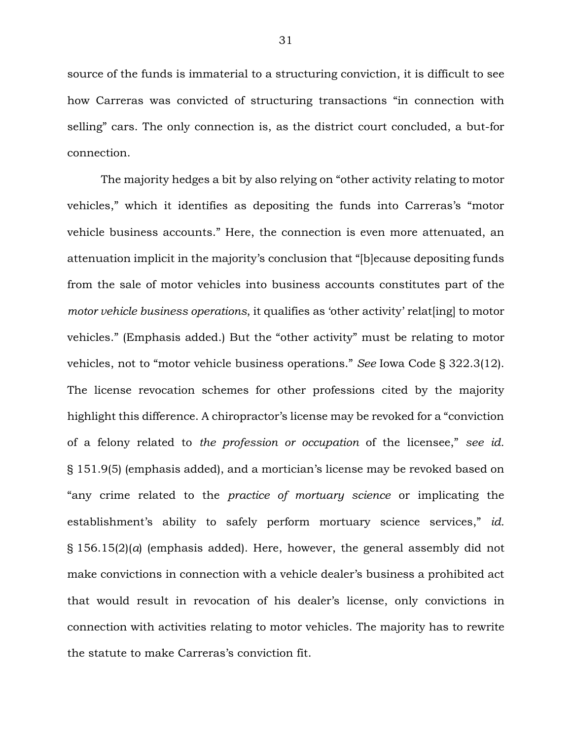source of the funds is immaterial to a structuring conviction, it is difficult to see how Carreras was convicted of structuring transactions "in connection with selling" cars. The only connection is, as the district court concluded, a but-for connection.

The majority hedges a bit by also relying on "other activity relating to motor vehicles," which it identifies as depositing the funds into Carreras's "motor vehicle business accounts." Here, the connection is even more attenuated, an attenuation implicit in the majority's conclusion that "[b]ecause depositing funds from the sale of motor vehicles into business accounts constitutes part of the *motor vehicle business operations*, it qualifies as 'other activity' relat[ing] to motor vehicles." (Emphasis added.) But the "other activity" must be relating to motor vehicles, not to "motor vehicle business operations." *See* Iowa Code § 322.3(12). The license revocation schemes for other professions cited by the majority highlight this difference. A chiropractor's license may be revoked for a "conviction of a felony related to *the profession or occupation* of the licensee," *see id.* § 151.9(5) (emphasis added), and a mortician's license may be revoked based on "any crime related to the *practice of mortuary science* or implicating the establishment's ability to safely perform mortuary science services," *id.* § 156.15(2)(*a*) (emphasis added). Here, however, the general assembly did not make convictions in connection with a vehicle dealer's business a prohibited act that would result in revocation of his dealer's license, only convictions in connection with activities relating to motor vehicles. The majority has to rewrite the statute to make Carreras's conviction fit.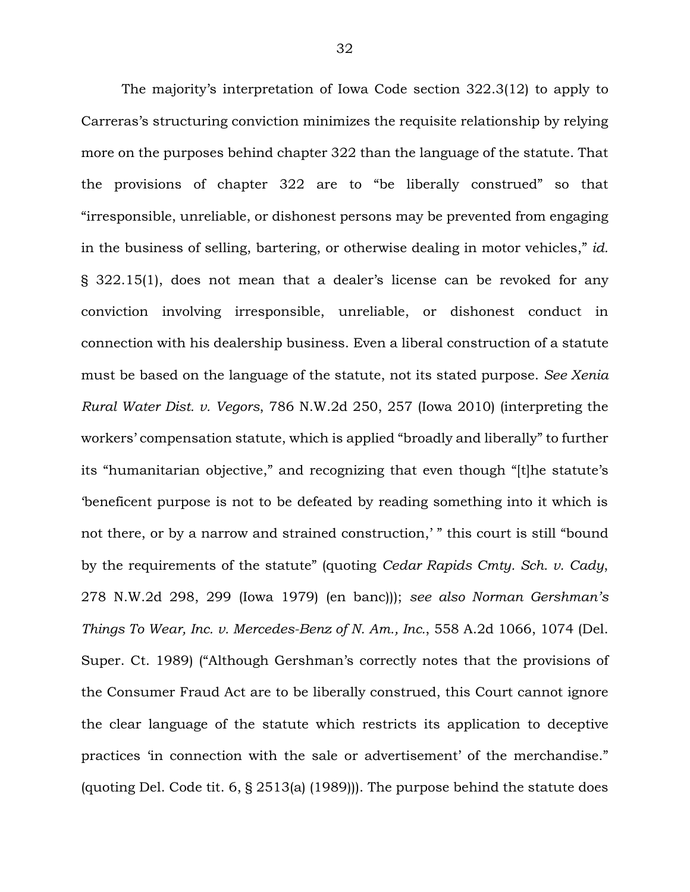The majority's interpretation of Iowa Code section 322.3(12) to apply to Carreras's structuring conviction minimizes the requisite relationship by relying more on the purposes behind chapter 322 than the language of the statute. That the provisions of chapter 322 are to "be liberally construed" so that "irresponsible, unreliable, or dishonest persons may be prevented from engaging in the business of selling, bartering, or otherwise dealing in motor vehicles," *id.* § 322.15(1), does not mean that a dealer's license can be revoked for any conviction involving irresponsible, unreliable, or dishonest conduct in connection with his dealership business. Even a liberal construction of a statute must be based on the language of the statute, not its stated purpose. *See Xenia Rural Water Dist. v. Vegors*, 786 N.W.2d 250, 257 (Iowa 2010) (interpreting the workers' compensation statute, which is applied "broadly and liberally" to further its "humanitarian objective," and recognizing that even though "[t]he statute's 'beneficent purpose is not to be defeated by reading something into it which is not there, or by a narrow and strained construction,' " this court is still "bound by the requirements of the statute" (quoting *Cedar Rapids Cmty. Sch. v. Cady*, 278 N.W.2d 298, 299 (Iowa 1979) (en banc))); *see also Norman Gershman's Things To Wear, Inc. v. Mercedes-Benz of N. Am., Inc.*, 558 A.2d 1066, 1074 (Del. Super. Ct. 1989) ("Although Gershman's correctly notes that the provisions of the Consumer Fraud Act are to be liberally construed, this Court cannot ignore the clear language of the statute which restricts its application to deceptive practices 'in connection with the sale or advertisement' of the merchandise." (quoting Del. Code tit. 6, § 2513(a) (1989))). The purpose behind the statute does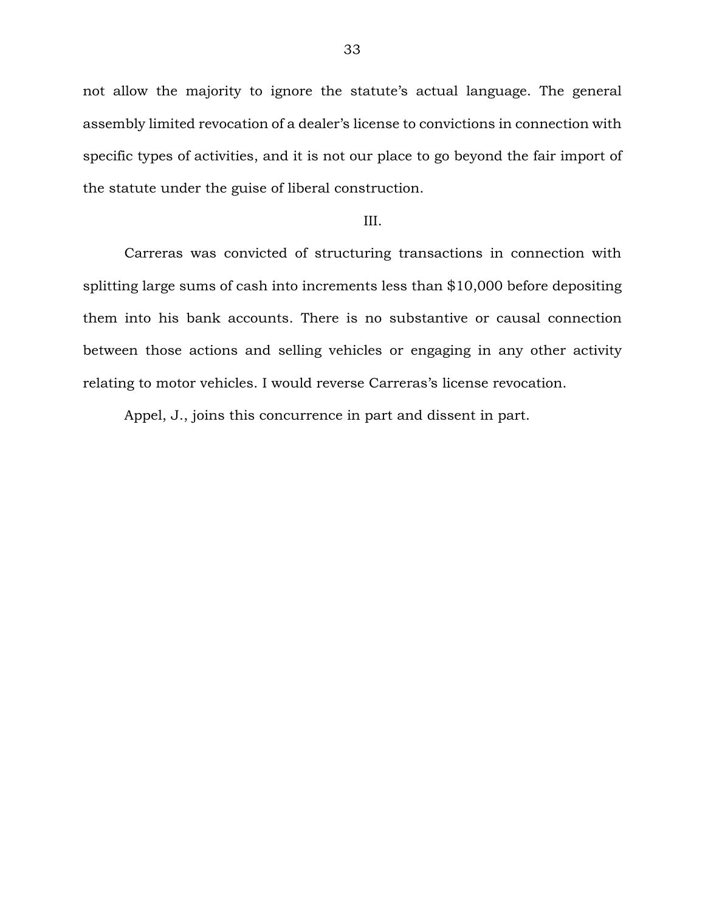not allow the majority to ignore the statute's actual language. The general assembly limited revocation of a dealer's license to convictions in connection with specific types of activities, and it is not our place to go beyond the fair import of the statute under the guise of liberal construction.

III.

Carreras was convicted of structuring transactions in connection with splitting large sums of cash into increments less than $10,000 before depositing them into his bank accounts. There is no substantive or causal connection between those actions and selling vehicles or engaging in any other activity relating to motor vehicles. I would reverse Carreras's license revocation.

Appel, J., joins this concurrence in part and dissent in part.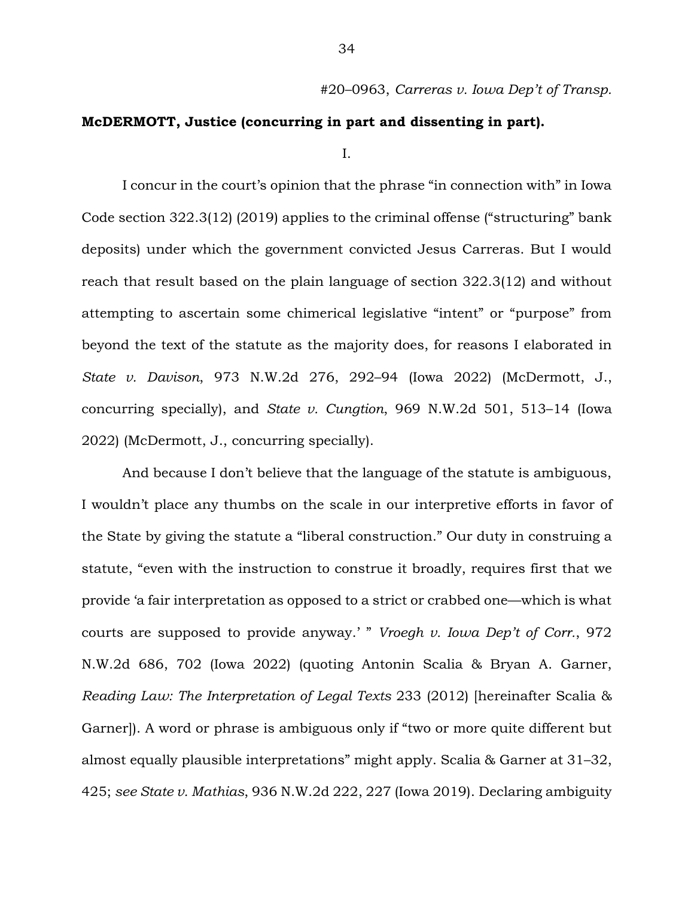#20–0963, *Carreras v. Iowa Dep't of Transp.*

**McDERMOTT, Justice (concurring in part and dissenting in part).**

I.

I concur in the court's opinion that the phrase "in connection with" in Iowa Code section 322.3(12) (2019) applies to the criminal offense ("structuring" bank deposits) under which the government convicted Jesus Carreras. But I would reach that result based on the plain language of section 322.3(12) and without attempting to ascertain some chimerical legislative "intent" or "purpose" from beyond the text of the statute as the majority does, for reasons I elaborated in *State v. Davison*, 973 N.W.2d 276, 292–94 (Iowa 2022) (McDermott, J., concurring specially), and *State v. Cungtion*, 969 N.W.2d 501, 513–14 (Iowa 2022) (McDermott, J., concurring specially).

And because I don't believe that the language of the statute is ambiguous, I wouldn't place any thumbs on the scale in our interpretive efforts in favor of the State by giving the statute a "liberal construction." Our duty in construing a statute, "even with the instruction to construe it broadly, requires first that we provide 'a fair interpretation as opposed to a strict or crabbed one—which is what courts are supposed to provide anyway.' " *Vroegh v. Iowa Dep't of Corr.*, 972 N.W.2d 686, 702 (Iowa 2022) (quoting Antonin Scalia & Bryan A. Garner, *Reading Law: The Interpretation of Legal Texts* 233 (2012) [hereinafter Scalia & Garner]). A word or phrase is ambiguous only if "two or more quite different but almost equally plausible interpretations" might apply. Scalia & Garner at 31–32, 425; *see State v. Mathias*, 936 N.W.2d 222, 227 (Iowa 2019). Declaring ambiguity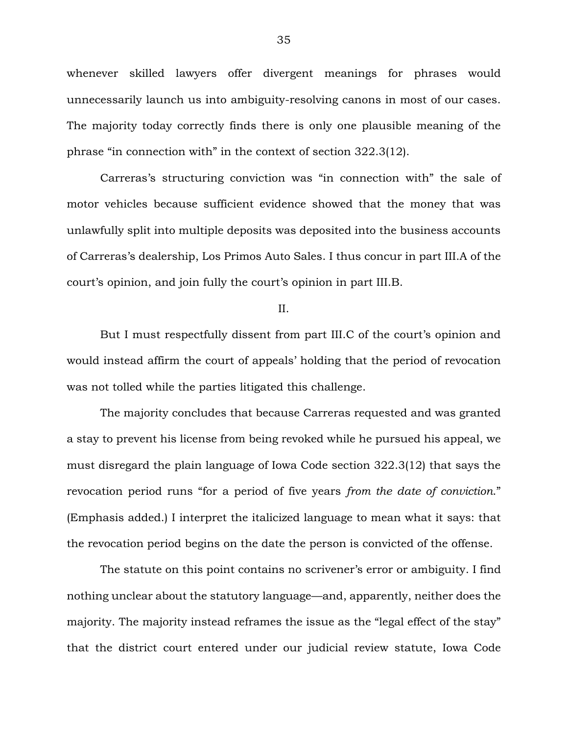whenever skilled lawyers offer divergent meanings for phrases would unnecessarily launch us into ambiguity-resolving canons in most of our cases. The majority today correctly finds there is only one plausible meaning of the phrase "in connection with" in the context of section 322.3(12).

Carreras's structuring conviction was "in connection with" the sale of motor vehicles because sufficient evidence showed that the money that was unlawfully split into multiple deposits was deposited into the business accounts of Carreras's dealership, Los Primos Auto Sales. I thus concur in part III.A of the court's opinion, and join fully the court's opinion in part III.B.

## II.

But I must respectfully dissent from part III.C of the court's opinion and would instead affirm the court of appeals' holding that the period of revocation was not tolled while the parties litigated this challenge.

The majority concludes that because Carreras requested and was granted a stay to prevent his license from being revoked while he pursued his appeal, we must disregard the plain language of Iowa Code section 322.3(12) that says the revocation period runs "for a period of five years *from the date of conviction*." (Emphasis added.) I interpret the italicized language to mean what it says: that the revocation period begins on the date the person is convicted of the offense.

The statute on this point contains no scrivener's error or ambiguity. I find nothing unclear about the statutory language—and, apparently, neither does the majority. The majority instead reframes the issue as the "legal effect of the stay" that the district court entered under our judicial review statute, Iowa Code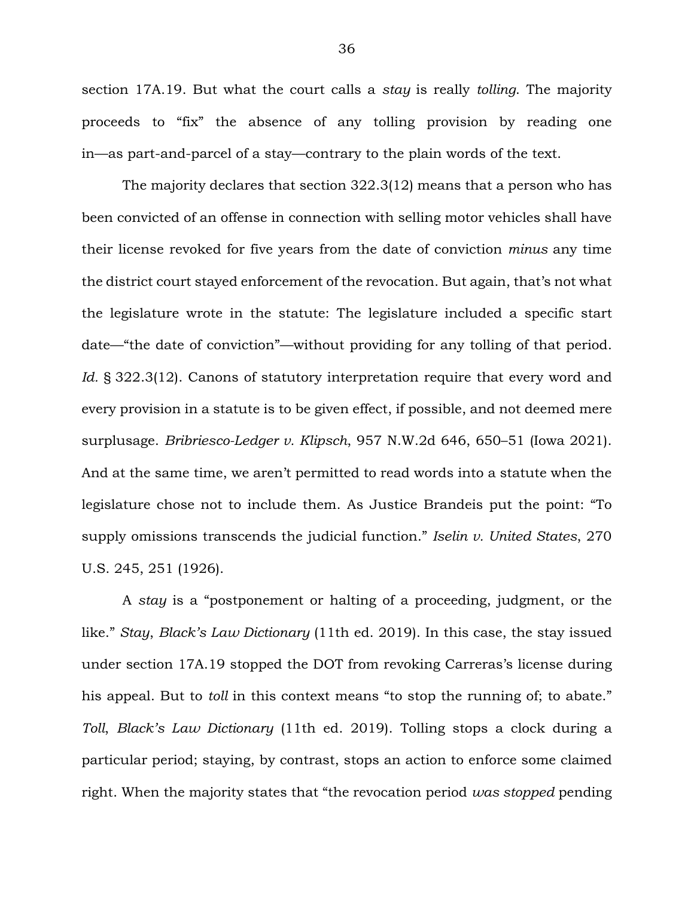section 17A.19. But what the court calls a *stay* is really *tolling*. The majority proceeds to "fix" the absence of any tolling provision by reading one in—as part-and-parcel of a stay—contrary to the plain words of the text.

The majority declares that section 322.3(12) means that a person who has been convicted of an offense in connection with selling motor vehicles shall have their license revoked for five years from the date of conviction *minus* any time the district court stayed enforcement of the revocation. But again, that's not what the legislature wrote in the statute: The legislature included a specific start date—"the date of conviction"—without providing for any tolling of that period. *Id.* § 322.3(12). Canons of statutory interpretation require that every word and every provision in a statute is to be given effect, if possible, and not deemed mere surplusage. *Bribriesco-Ledger v. Klipsch*, 957 N.W.2d 646, 650–51 (Iowa 2021). And at the same time, we aren't permitted to read words into a statute when the legislature chose not to include them. As Justice Brandeis put the point: "To supply omissions transcends the judicial function." *Iselin v. United States*, 270 U.S. 245, 251 (1926).

A *stay* is a "postponement or halting of a proceeding, judgment, or the like." *Stay*, *Black's Law Dictionary* (11th ed. 2019). In this case, the stay issued under section 17A.19 stopped the DOT from revoking Carreras's license during his appeal. But to *toll* in this context means "to stop the running of; to abate." *Toll*, *Black's Law Dictionary* (11th ed. 2019). Tolling stops a clock during a particular period; staying, by contrast, stops an action to enforce some claimed right. When the majority states that "the revocation period *was stopped* pending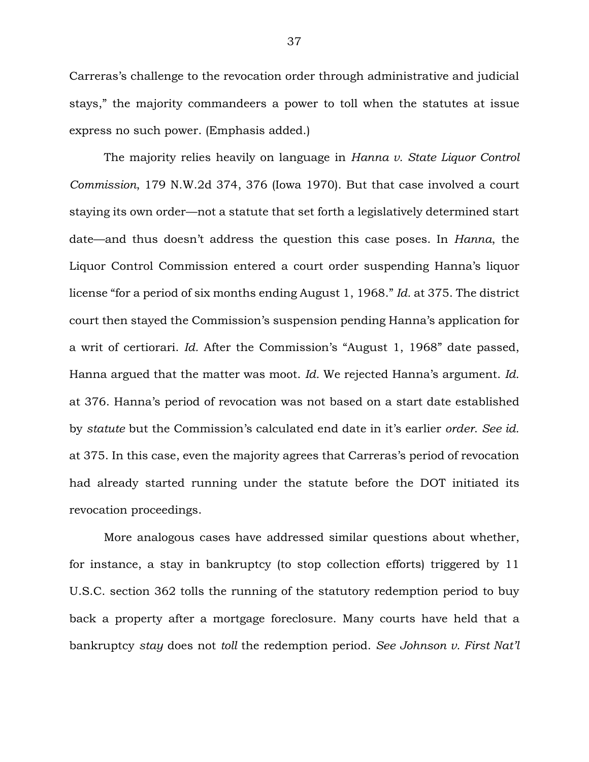Carreras's challenge to the revocation order through administrative and judicial stays," the majority commandeers a power to toll when the statutes at issue express no such power. (Emphasis added.)

The majority relies heavily on language in *Hanna v. State Liquor Control Commission*, 179 N.W.2d 374, 376 (Iowa 1970). But that case involved a court staying its own order—not a statute that set forth a legislatively determined start date—and thus doesn't address the question this case poses. In *Hanna*, the Liquor Control Commission entered a court order suspending Hanna's liquor license "for a period of six months ending August 1, 1968." *Id.* at 375. The district court then stayed the Commission's suspension pending Hanna's application for a writ of certiorari. *Id.* After the Commission's "August 1, 1968" date passed, Hanna argued that the matter was moot. *Id.* We rejected Hanna's argument. *Id.* at 376. Hanna's period of revocation was not based on a start date established by *statute* but the Commission's calculated end date in it's earlier *order*. *See id.* at 375. In this case, even the majority agrees that Carreras's period of revocation had already started running under the statute before the DOT initiated its revocation proceedings.

More analogous cases have addressed similar questions about whether, for instance, a stay in bankruptcy (to stop collection efforts) triggered by 11 U.S.C. section 362 tolls the running of the statutory redemption period to buy back a property after a mortgage foreclosure. Many courts have held that a bankruptcy *stay* does not *toll* the redemption period. *See Johnson v. First Nat'l*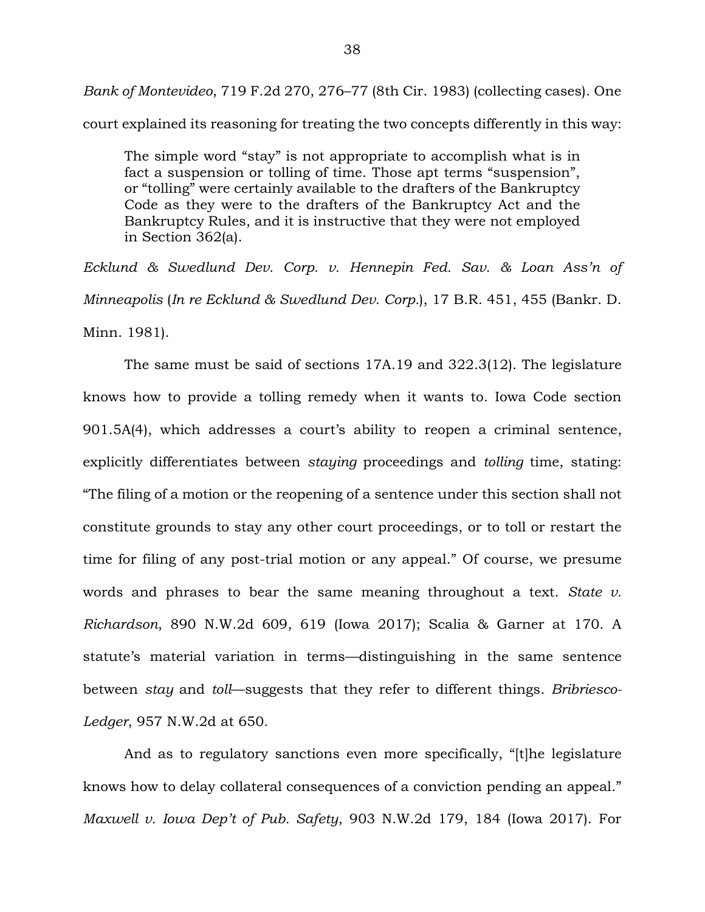*Bank of Montevideo*, 719 F.2d 270, 276–77 (8th Cir. 1983) (collecting cases). One court explained its reasoning for treating the two concepts differently in this way:

> The simple word "stay" is not appropriate to accomplish what is in fact a suspension or tolling of time. Those apt terms "suspension", or "tolling" were certainly available to the drafters of the Bankruptcy Code as they were to the drafters of the Bankruptcy Act and the Bankruptcy Rules, and it is instructive that they were not employed in Section 362(a).

*Ecklund & Swedlund Dev. Corp. v. Hennepin Fed. Sav. & Loan Ass'n of Minneapolis* (*In re Ecklund & Swedlund Dev. Corp.*), 17 B.R. 451, 455 (Bankr. D. Minn. 1981).

The same must be said of sections 17A.19 and 322.3(12). The legislature knows how to provide a tolling remedy when it wants to. Iowa Code section 901.5A(4), which addresses a court's ability to reopen a criminal sentence, explicitly differentiates between *staying* proceedings and *tolling* time, stating: "The filing of a motion or the reopening of a sentence under this section shall not constitute grounds to stay any other court proceedings, or to toll or restart the time for filing of any post-trial motion or any appeal." Of course, we presume words and phrases to bear the same meaning throughout a text. *State v. Richardson*, 890 N.W.2d 609, 619 (Iowa 2017); Scalia & Garner at 170. A statute's material variation in terms—distinguishing in the same sentence between *stay* and *toll*—suggests that they refer to different things. *Bribriesco-Ledger*, 957 N.W.2d at 650.

And as to regulatory sanctions even more specifically, "[t]he legislature knows how to delay collateral consequences of a conviction pending an appeal." *Maxwell v. Iowa Dep't of Pub. Safety*, 903 N.W.2d 179, 184 (Iowa 2017). For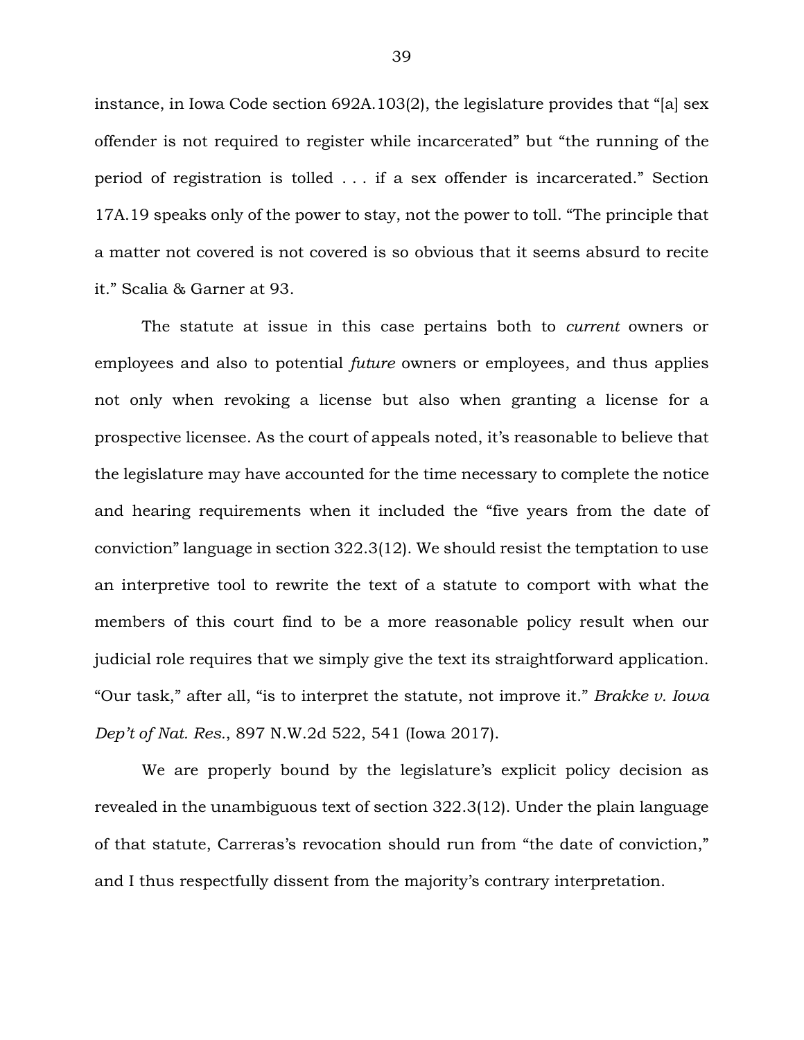instance, in Iowa Code section 692A.103(2), the legislature provides that "[a] sex offender is not required to register while incarcerated" but "the running of the period of registration is tolled . . . if a sex offender is incarcerated." Section 17A.19 speaks only of the power to stay, not the power to toll. "The principle that a matter not covered is not covered is so obvious that it seems absurd to recite it." Scalia & Garner at 93.

The statute at issue in this case pertains both to *current* owners or employees and also to potential *future* owners or employees, and thus applies not only when revoking a license but also when granting a license for a prospective licensee. As the court of appeals noted, it's reasonable to believe that the legislature may have accounted for the time necessary to complete the notice and hearing requirements when it included the "five years from the date of conviction" language in section 322.3(12). We should resist the temptation to use an interpretive tool to rewrite the text of a statute to comport with what the members of this court find to be a more reasonable policy result when our judicial role requires that we simply give the text its straightforward application. "Our task," after all, "is to interpret the statute, not improve it." *Brakke v. Iowa Dep't of Nat. Res.*, 897 N.W.2d 522, 541 (Iowa 2017).

We are properly bound by the legislature's explicit policy decision as revealed in the unambiguous text of section 322.3(12). Under the plain language of that statute, Carreras's revocation should run from "the date of conviction," and I thus respectfully dissent from the majority's contrary interpretation.